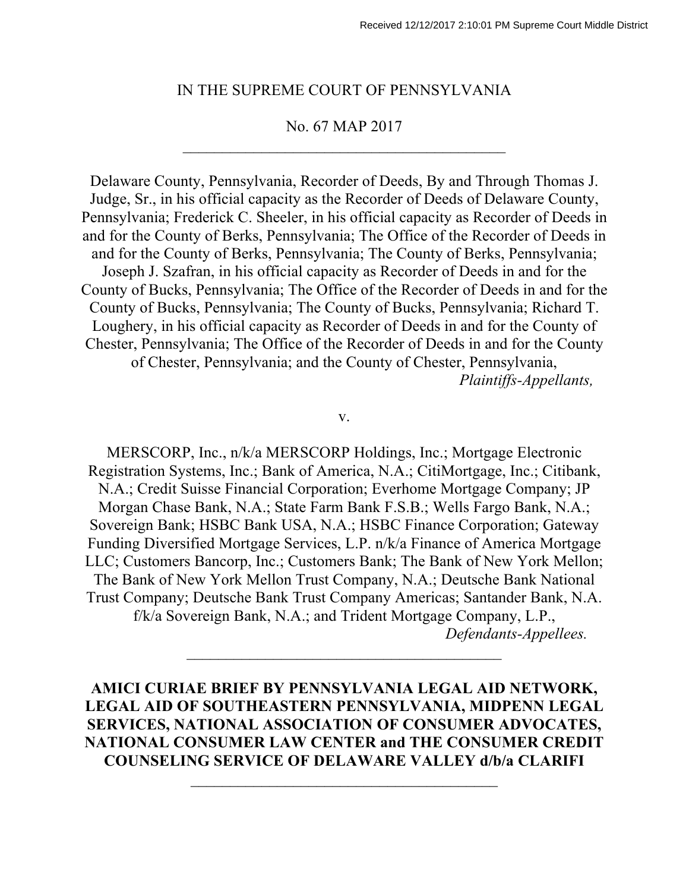Received 12/12/2017 2:10:01 PM Supreme Court Middle District

IN THE SUPREME COURT OF PENNSYLVANIA

No. 67 MAP 2017

---

Delaware County, Pennsylvania, Recorder of Deeds, By and Through Thomas J. Judge, Sr., in his official capacity as the Recorder of Deeds of Delaware County, Pennsylvania; Frederick C. Sheeler, in his official capacity as Recorder of Deeds in and for the County of Berks, Pennsylvania; The Office of the Recorder of Deeds in and for the County of Berks, Pennsylvania; The County of Berks, Pennsylvania; Joseph J. Szafran, in his official capacity as Recorder of Deeds in and for the County of Bucks, Pennsylvania; The Office of the Recorder of Deeds in and for the County of Bucks, Pennsylvania; The County of Bucks, Pennsylvania; Richard T. Loughery, in his official capacity as Recorder of Deeds in and for the County of Chester, Pennsylvania; The Office of the Recorder of Deeds in and for the County of Chester, Pennsylvania; and the County of Chester, Pennsylvania,

*Plaintiffs-Appellants,*

v.

MERSCORP, Inc., n/k/a MERSCORP Holdings, Inc.; Mortgage Electronic Registration Systems, Inc.; Bank of America, N.A.; CitiMortgage, Inc.; Citibank, N.A.; Credit Suisse Financial Corporation; Everhome Mortgage Company; JP Morgan Chase Bank, N.A.; State Farm Bank F.S.B.; Wells Fargo Bank, N.A.; Sovereign Bank; HSBC Bank USA, N.A.; HSBC Finance Corporation; Gateway Funding Diversified Mortgage Services, L.P. n/k/a Finance of America Mortgage LLC; Customers Bancorp, Inc.; Customers Bank; The Bank of New York Mellon; The Bank of New York Mellon Trust Company, N.A.; Deutsche Bank National Trust Company; Deutsche Bank Trust Company Americas; Santander Bank, N.A. f/k/a Sovereign Bank, N.A.; and Trident Mortgage Company, L.P.,

*Defendants-Appellees.*

---

**AMICI CURIAE BRIEF BY PENNSYLVANIA LEGAL AID NETWORK, LEGAL AID OF SOUTHEASTERN PENNSYLVANIA, MIDPENN LEGAL SERVICES, NATIONAL ASSOCIATION OF CONSUMER ADVOCATES, NATIONAL CONSUMER LAW CENTER and THE CONSUMER CREDIT COUNSELING SERVICE OF DELAWARE VALLEY d/b/a CLARIFI**

---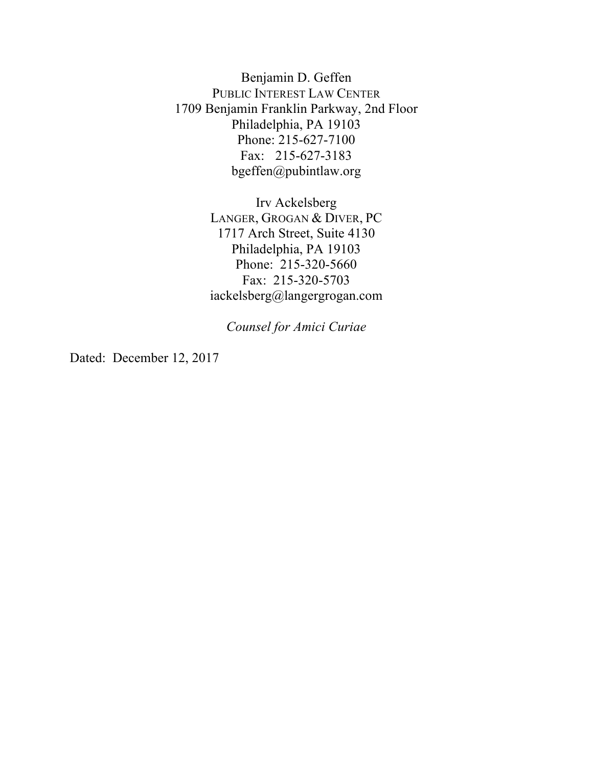Benjamin D. Geffen
PUBLIC INTEREST LAW CENTER
1709 Benjamin Franklin Parkway, 2nd Floor
Philadelphia, PA 19103
Phone: 215-627-7100
Fax: 215-627-3183
bgeffen@pubintlaw.org

Irv Ackelsberg
LANGER, GROGAN & DIVER, PC
1717 Arch Street, Suite 4130
Philadelphia, PA 19103
Phone: 215-320-5660
Fax: 215-320-5703
iackelsberg@langergrogan.com

*Counsel for Amici Curiae*

Dated: December 12, 2017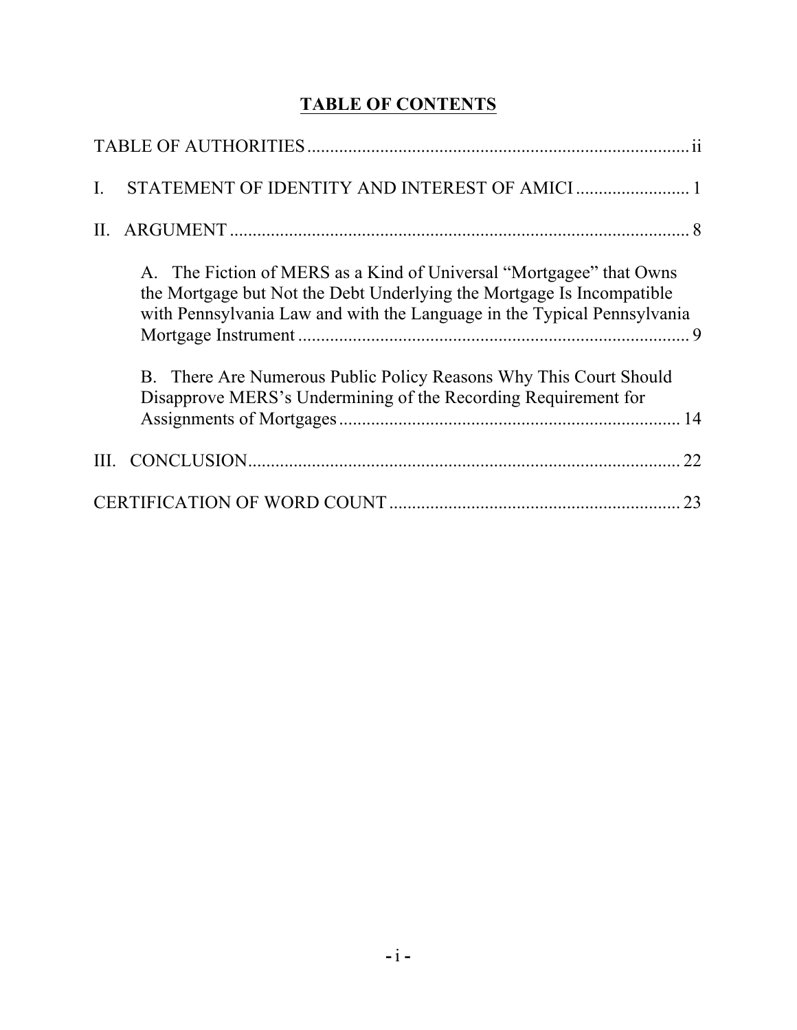# TABLE OF CONTENTS

TABLE OF AUTHORITIES .......... ii

I. STATEMENT OF IDENTITY AND INTEREST OF AMICI .......... 1

II. ARGUMENT .......... 8

- A. The Fiction of MERS as a Kind of Universal "Mortgagee" that Owns the Mortgage but Not the Debt Underlying the Mortgage Is Incompatible with Pennsylvania Law and with the Language in the Typical Pennsylvania Mortgage Instrument .......... 9
- B. There Are Numerous Public Policy Reasons Why This Court Should Disapprove MERS's Undermining of the Recording Requirement for Assignments of Mortgages .......... 14

III. CONCLUSION .......... 22

CERTIFICATION OF WORD COUNT .......... 23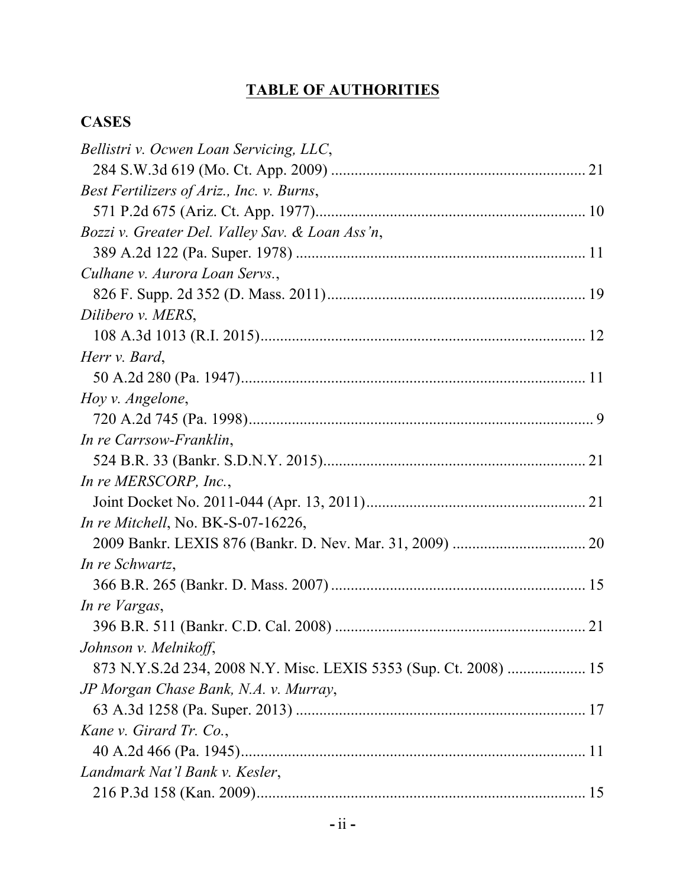# TABLE OF AUTHORITIES

## CASES

*Bellistri v. Ocwen Loan Servicing, LLC*,
284 S.W.3d 619 (Mo. Ct. App. 2009) .................................................................. 21

*Best Fertilizers of Ariz., Inc. v. Burns*,
571 P.2d 675 (Ariz. Ct. App. 1977)..................................................................... 10

*Bozzi v. Greater Del. Valley Sav. & Loan Ass'n*,
389 A.2d 122 (Pa. Super. 1978) .......................................................................... 11

*Culhane v. Aurora Loan Servs.*,
826 F. Supp. 2d 352 (D. Mass. 2011).................................................................. 19

*Dilibero v. MERS*,
108 A.3d 1013 (R.I. 2015)................................................................................... 12

*Herr v. Bard*,
50 A.2d 280 (Pa. 1947)........................................................................................ 11

*Hoy v. Angelone*,
720 A.2d 745 (Pa. 1998)........................................................................................ 9

*In re Carrsow-Franklin*,
524 B.R. 33 (Bankr. S.D.N.Y. 2015)................................................................... 21

*In re MERSCORP, Inc.*,
Joint Docket No. 2011-044 (Apr. 13, 2011)........................................................ 21

*In re Mitchell*, No. BK-S-07-16226,
2009 Bankr. LEXIS 876 (Bankr. D. Nev. Mar. 31, 2009) .................................. 20

*In re Schwartz*,
366 B.R. 265 (Bankr. D. Mass. 2007) ................................................................. 15

*In re Vargas*,
396 B.R. 511 (Bankr. C.D. Cal. 2008) ................................................................ 21

*Johnson v. Melnikoff*,
873 N.Y.S.2d 234, 2008 N.Y. Misc. LEXIS 5353 (Sup. Ct. 2008) .................... 15

*JP Morgan Chase Bank, N.A. v. Murray*,
63 A.3d 1258 (Pa. Super. 2013) .......................................................................... 17

*Kane v. Girard Tr. Co.*,
40 A.2d 466 (Pa. 1945)........................................................................................ 11

*Landmark Nat'l Bank v. Kesler*,
216 P.3d 158 (Kan. 2009).................................................................................... 15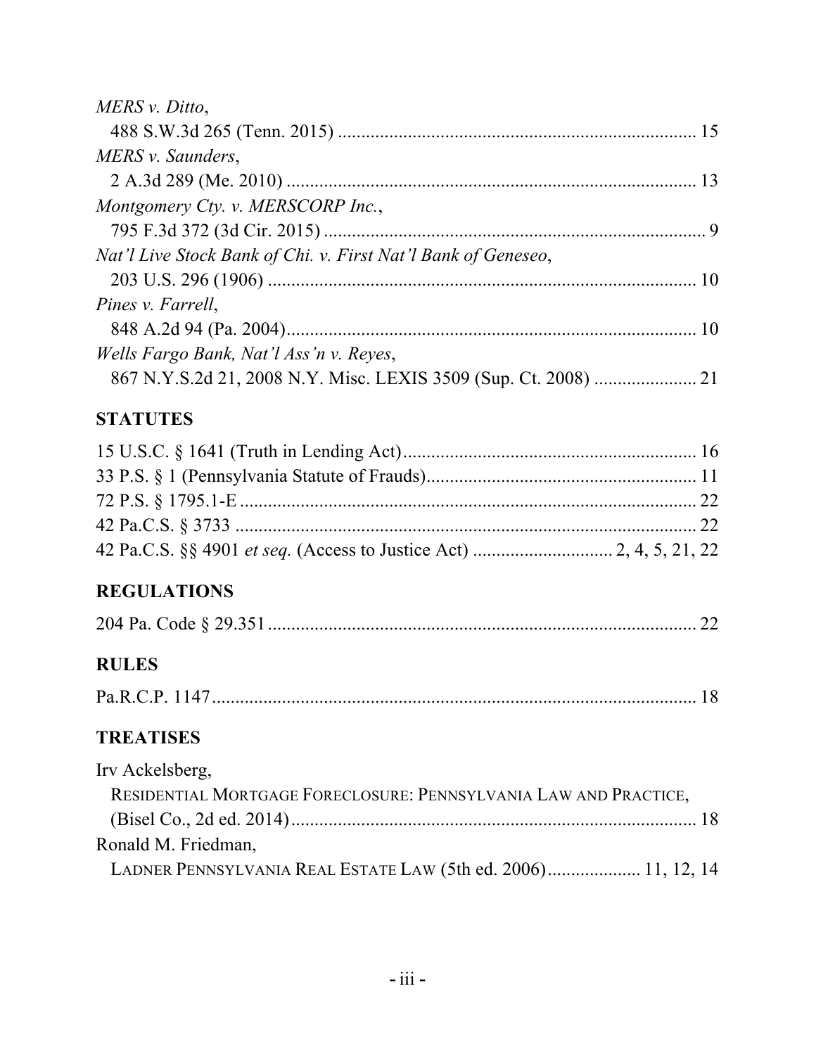*MERS v. Ditto*,
488 S.W.3d 265 (Tenn. 2015) ............................................................................ 15

*MERS v. Saunders*,
2 A.3d 289 (Me. 2010) ....................................................................................... 13

*Montgomery Cty. v. MERSCORP Inc.*,
795 F.3d 372 (3d Cir. 2015) ................................................................................. 9

*Nat'l Live Stock Bank of Chi. v. First Nat'l Bank of Geneseo*,
203 U.S. 296 (1906) ............................................................................................ 10

*Pines v. Farrell*,
848 A.2d 94 (Pa. 2004)........................................................................................ 10

*Wells Fargo Bank, Nat'l Ass'n v. Reyes*,
867 N.Y.S.2d 21, 2008 N.Y. Misc. LEXIS 3509 (Sup. Ct. 2008) ...................... 21

## STATUTES

15 U.S.C. § 1641 (Truth in Lending Act).............................................................. 16

33 P.S. § 1 (Pennsylvania Statute of Frauds).......................................................... 11

72 P.S. § 1795.1-E .................................................................................................. 22

42 Pa.C.S. § 3733 ................................................................................................... 22

42 Pa.C.S. §§ 4901 *et seq.* (Access to Justice Act) .............................. 2, 4, 5, 21, 22

## REGULATIONS

204 Pa. Code § 29.351 ............................................................................................ 22

## RULES

Pa.R.C.P. 1147........................................................................................................ 18

## TREATISES

Irv Ackelsberg,
RESIDENTIAL MORTGAGE FORECLOSURE: PENNSYLVANIA LAW AND PRACTICE,
(Bisel Co., 2d ed. 2014)........................................................................................ 18

Ronald M. Friedman,
LADNER PENNSYLVANIA REAL ESTATE LAW (5th ed. 2006)................... 11, 12, 14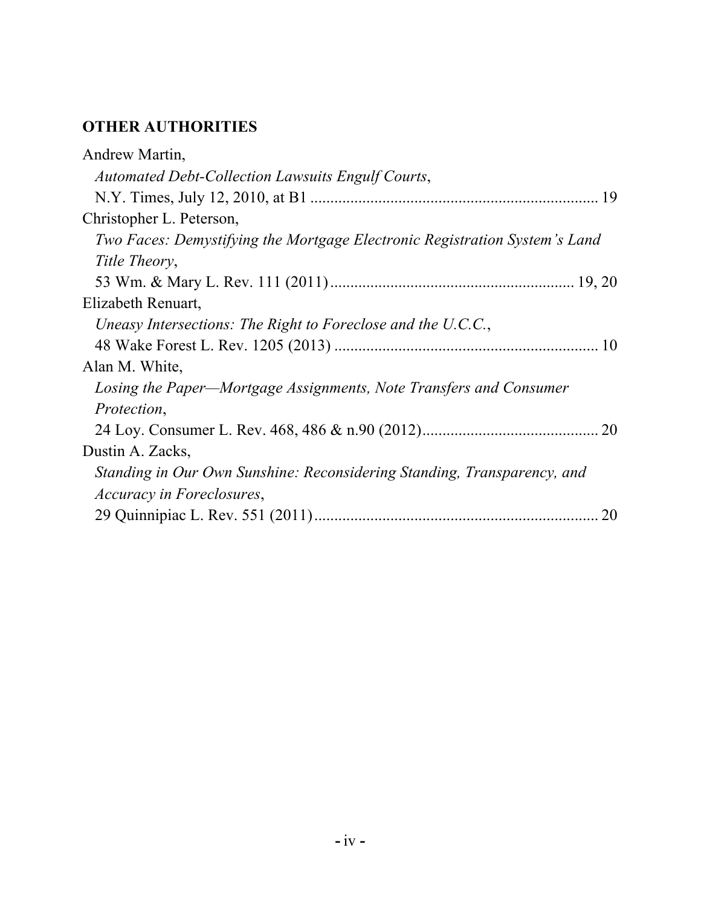## OTHER AUTHORITIES

Andrew Martin,
*Automated Debt-Collection Lawsuits Engulf Courts*,
N.Y. Times, July 12, 2010, at B1 ........................................................................ 19

Christopher L. Peterson,
*Two Faces: Demystifying the Mortgage Electronic Registration System's Land Title Theory*,
53 Wm. & Mary L. Rev. 111 (2011) ............................................................. 19, 20

Elizabeth Renuart,
*Uneasy Intersections: The Right to Foreclose and the U.C.C.*,
48 Wake Forest L. Rev. 1205 (2013) .................................................................. 10

Alan M. White,
*Losing the Paper—Mortgage Assignments, Note Transfers and Consumer Protection*,
24 Loy. Consumer L. Rev. 468, 486 & n.90 (2012)............................................ 20

Dustin A. Zacks,
*Standing in Our Own Sunshine: Reconsidering Standing, Transparency, and Accuracy in Foreclosures*,
29 Quinnipiac L. Rev. 551 (2011)....................................................................... 20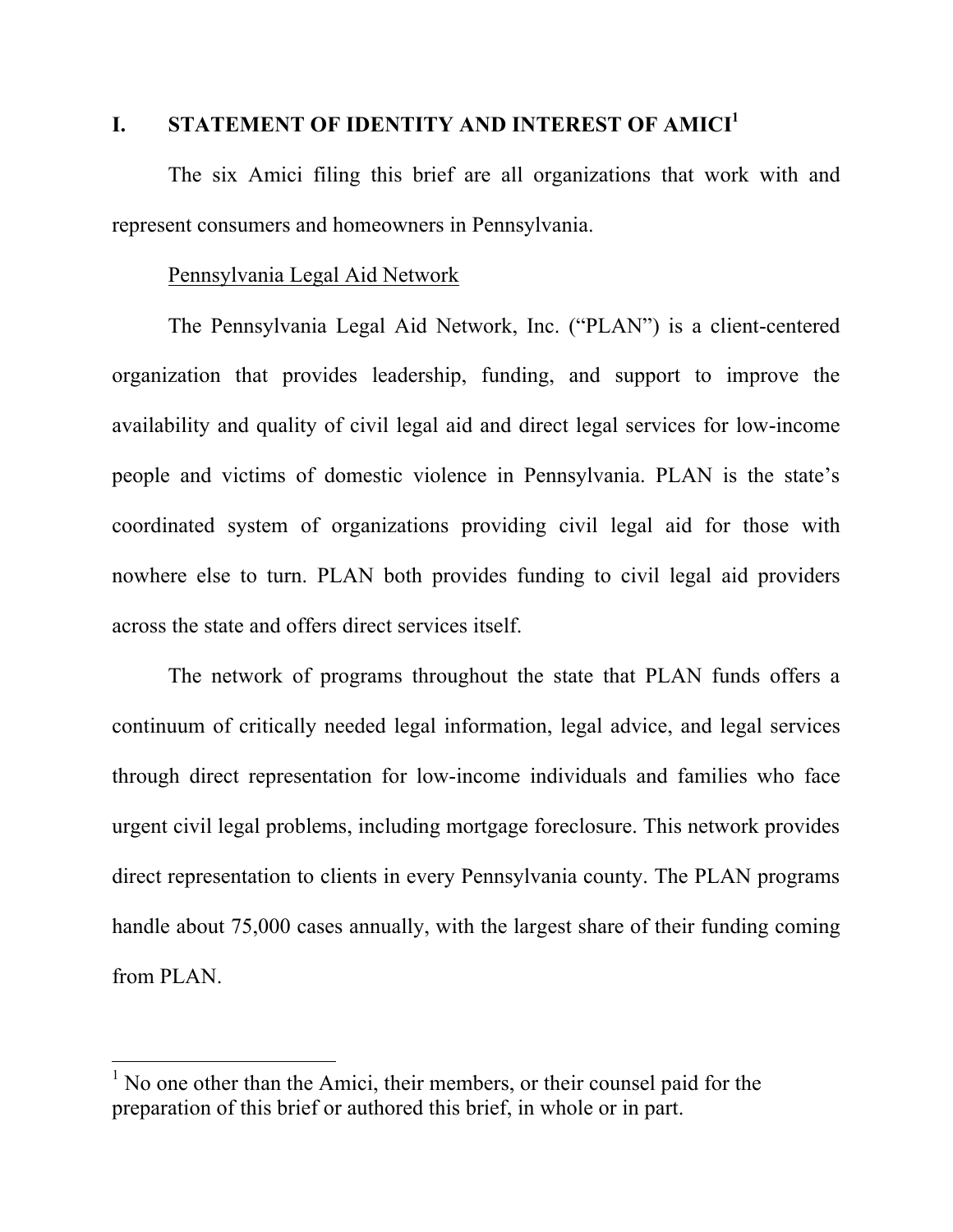## I. STATEMENT OF IDENTITY AND INTEREST OF AMICI[1]

The six Amici filing this brief are all organizations that work with and represent consumers and homeowners in Pennsylvania.

Pennsylvania Legal Aid Network

The Pennsylvania Legal Aid Network, Inc. ("PLAN") is a client-centered organization that provides leadership, funding, and support to improve the availability and quality of civil legal aid and direct legal services for low-income people and victims of domestic violence in Pennsylvania. PLAN is the state's coordinated system of organizations providing civil legal aid for those with nowhere else to turn. PLAN both provides funding to civil legal aid providers across the state and offers direct services itself.

The network of programs throughout the state that PLAN funds offers a continuum of critically needed legal information, legal advice, and legal services through direct representation for low-income individuals and families who face urgent civil legal problems, including mortgage foreclosure. This network provides direct representation to clients in every Pennsylvania county. The PLAN programs handle about 75,000 cases annually, with the largest share of their funding coming from PLAN.

---

[1] No one other than the Amici, their members, or their counsel paid for the preparation of this brief or authored this brief, in whole or in part.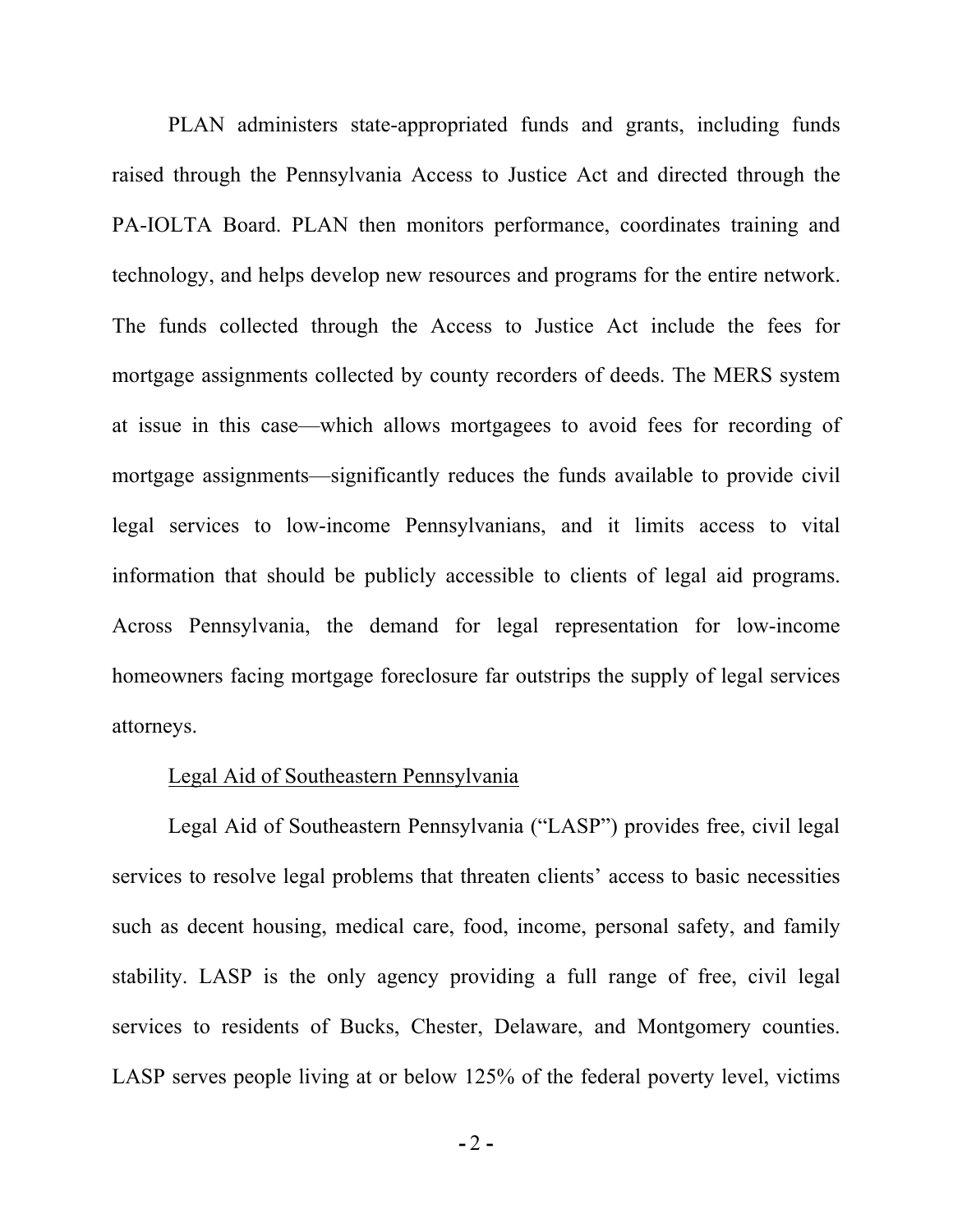PLAN administers state-appropriated funds and grants, including funds raised through the Pennsylvania Access to Justice Act and directed through the PA-IOLTA Board. PLAN then monitors performance, coordinates training and technology, and helps develop new resources and programs for the entire network. The funds collected through the Access to Justice Act include the fees for mortgage assignments collected by county recorders of deeds. The MERS system at issue in this case—which allows mortgagees to avoid fees for recording of mortgage assignments—significantly reduces the funds available to provide civil legal services to low-income Pennsylvanians, and it limits access to vital information that should be publicly accessible to clients of legal aid programs. Across Pennsylvania, the demand for legal representation for low-income homeowners facing mortgage foreclosure far outstrips the supply of legal services attorneys.

<u>Legal Aid of Southeastern Pennsylvania</u>

Legal Aid of Southeastern Pennsylvania ("LASP") provides free, civil legal services to resolve legal problems that threaten clients' access to basic necessities such as decent housing, medical care, food, income, personal safety, and family stability. LASP is the only agency providing a full range of free, civil legal services to residents of Bucks, Chester, Delaware, and Montgomery counties. LASP serves people living at or below 125% of the federal poverty level, victims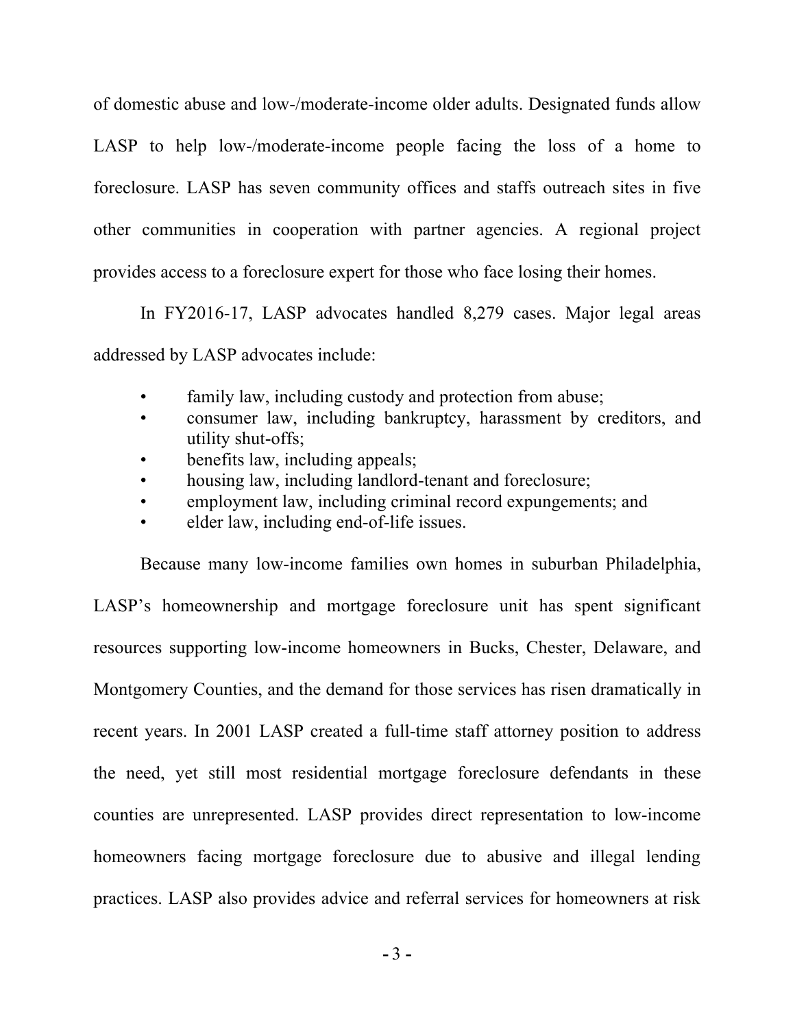of domestic abuse and low-/moderate-income older adults. Designated funds allow LASP to help low-/moderate-income people facing the loss of a home to foreclosure. LASP has seven community offices and staffs outreach sites in five other communities in cooperation with partner agencies. A regional project provides access to a foreclosure expert for those who face losing their homes.

In FY2016-17, LASP advocates handled 8,279 cases. Major legal areas addressed by LASP advocates include:

- family law, including custody and protection from abuse;
- consumer law, including bankruptcy, harassment by creditors, and utility shut-offs;
- benefits law, including appeals;
- housing law, including landlord-tenant and foreclosure;
- employment law, including criminal record expungements; and
- elder law, including end-of-life issues.

Because many low-income families own homes in suburban Philadelphia, LASP's homeownership and mortgage foreclosure unit has spent significant resources supporting low-income homeowners in Bucks, Chester, Delaware, and Montgomery Counties, and the demand for those services has risen dramatically in recent years. In 2001 LASP created a full-time staff attorney position to address the need, yet still most residential mortgage foreclosure defendants in these counties are unrepresented. LASP provides direct representation to low-income homeowners facing mortgage foreclosure due to abusive and illegal lending practices. LASP also provides advice and referral services for homeowners at risk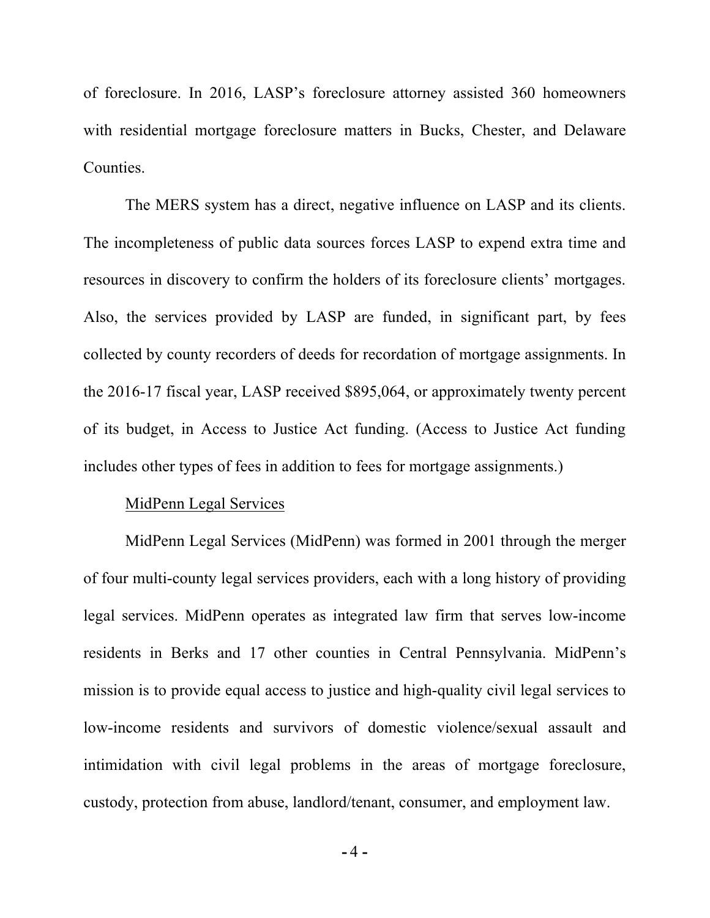of foreclosure. In 2016, LASP's foreclosure attorney assisted 360 homeowners with residential mortgage foreclosure matters in Bucks, Chester, and Delaware Counties.

The MERS system has a direct, negative influence on LASP and its clients. The incompleteness of public data sources forces LASP to expend extra time and resources in discovery to confirm the holders of its foreclosure clients' mortgages. Also, the services provided by LASP are funded, in significant part, by fees collected by county recorders of deeds for recordation of mortgage assignments. In the 2016-17 fiscal year, LASP received $895,064, or approximately twenty percent of its budget, in Access to Justice Act funding. (Access to Justice Act funding includes other types of fees in addition to fees for mortgage assignments.)

<u>MidPenn Legal Services</u>

MidPenn Legal Services (MidPenn) was formed in 2001 through the merger of four multi-county legal services providers, each with a long history of providing legal services. MidPenn operates as integrated law firm that serves low-income residents in Berks and 17 other counties in Central Pennsylvania. MidPenn's mission is to provide equal access to justice and high-quality civil legal services to low-income residents and survivors of domestic violence/sexual assault and intimidation with civil legal problems in the areas of mortgage foreclosure, custody, protection from abuse, landlord/tenant, consumer, and employment law.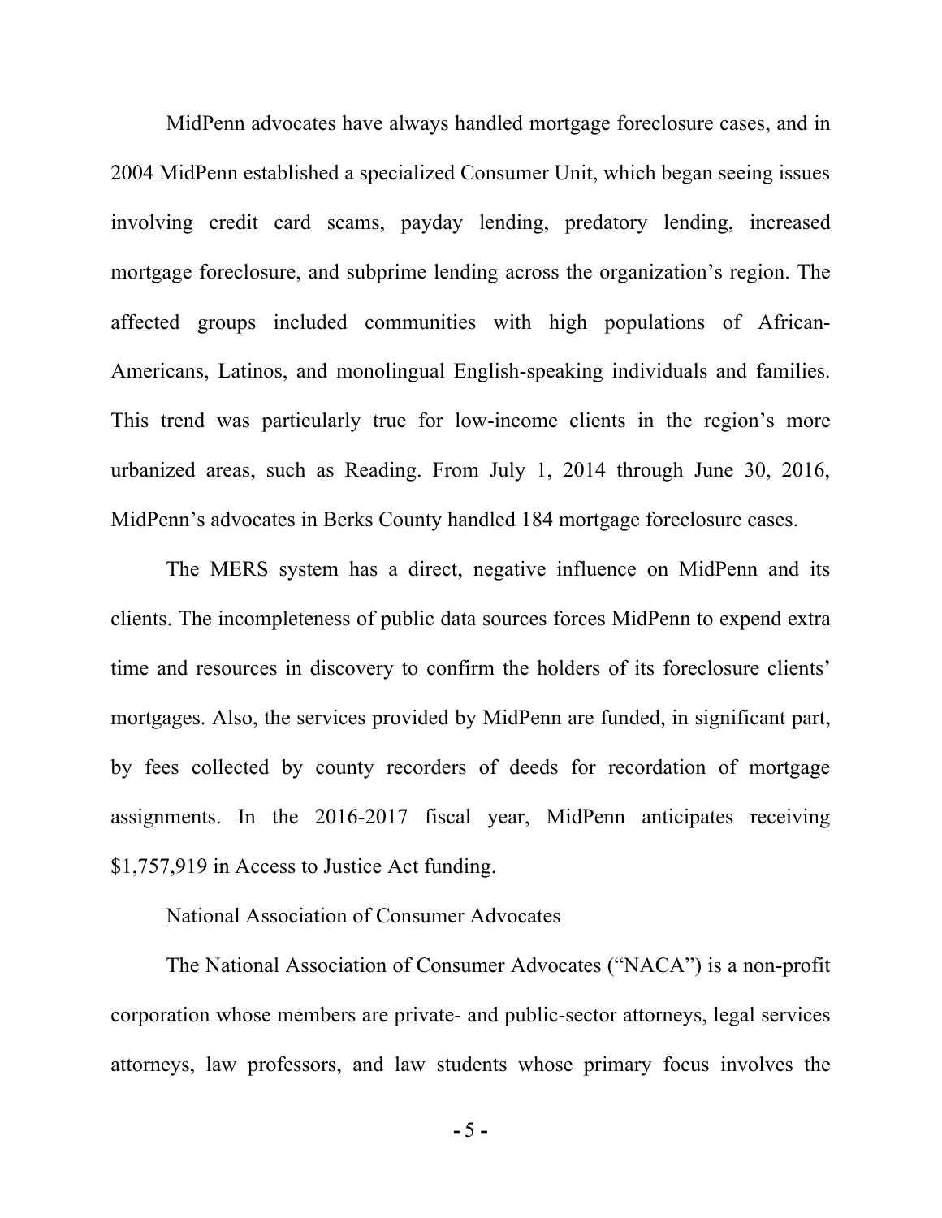MidPenn advocates have always handled mortgage foreclosure cases, and in 2004 MidPenn established a specialized Consumer Unit, which began seeing issues involving credit card scams, payday lending, predatory lending, increased mortgage foreclosure, and subprime lending across the organization's region. The affected groups included communities with high populations of African-Americans, Latinos, and monolingual English-speaking individuals and families. This trend was particularly true for low-income clients in the region's more urbanized areas, such as Reading. From July 1, 2014 through June 30, 2016, MidPenn's advocates in Berks County handled 184 mortgage foreclosure cases.

The MERS system has a direct, negative influence on MidPenn and its clients. The incompleteness of public data sources forces MidPenn to expend extra time and resources in discovery to confirm the holders of its foreclosure clients' mortgages. Also, the services provided by MidPenn are funded, in significant part, by fees collected by county recorders of deeds for recordation of mortgage assignments. In the 2016-2017 fiscal year, MidPenn anticipates receiving $1,757,919 in Access to Justice Act funding.

National Association of Consumer Advocates

The National Association of Consumer Advocates ("NACA") is a non-profit corporation whose members are private- and public-sector attorneys, legal services attorneys, law professors, and law students whose primary focus involves the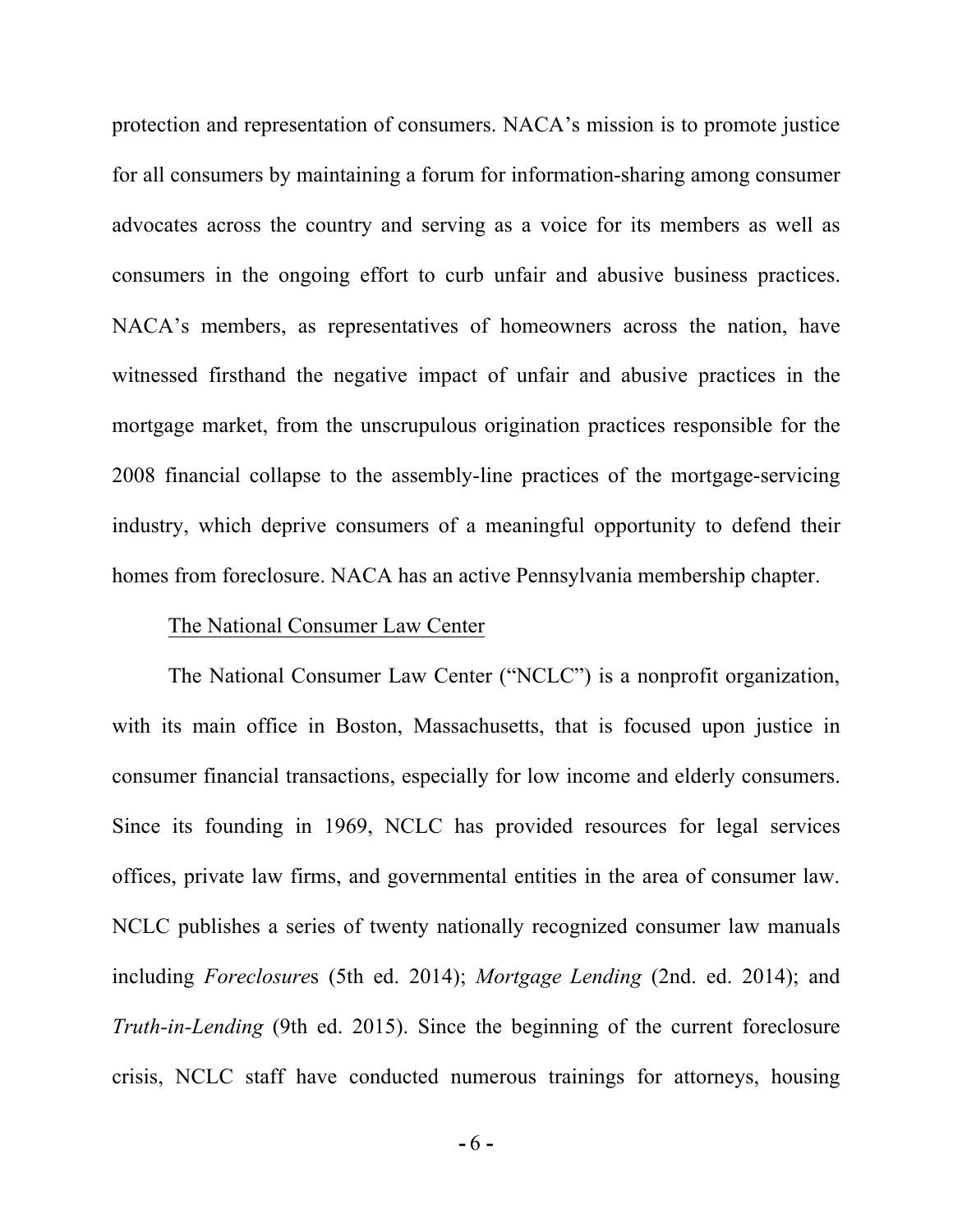protection and representation of consumers. NACA's mission is to promote justice for all consumers by maintaining a forum for information-sharing among consumer advocates across the country and serving as a voice for its members as well as consumers in the ongoing effort to curb unfair and abusive business practices. NACA's members, as representatives of homeowners across the nation, have witnessed firsthand the negative impact of unfair and abusive practices in the mortgage market, from the unscrupulous origination practices responsible for the 2008 financial collapse to the assembly-line practices of the mortgage-servicing industry, which deprive consumers of a meaningful opportunity to defend their homes from foreclosure. NACA has an active Pennsylvania membership chapter.

The National Consumer Law Center

The National Consumer Law Center ("NCLC") is a nonprofit organization, with its main office in Boston, Massachusetts, that is focused upon justice in consumer financial transactions, especially for low income and elderly consumers. Since its founding in 1969, NCLC has provided resources for legal services offices, private law firms, and governmental entities in the area of consumer law. NCLC publishes a series of twenty nationally recognized consumer law manuals including *Foreclosure*s (5th ed. 2014); *Mortgage Lending* (2nd. ed. 2014); and *Truth-in-Lending* (9th ed. 2015). Since the beginning of the current foreclosure crisis, NCLC staff have conducted numerous trainings for attorneys, housing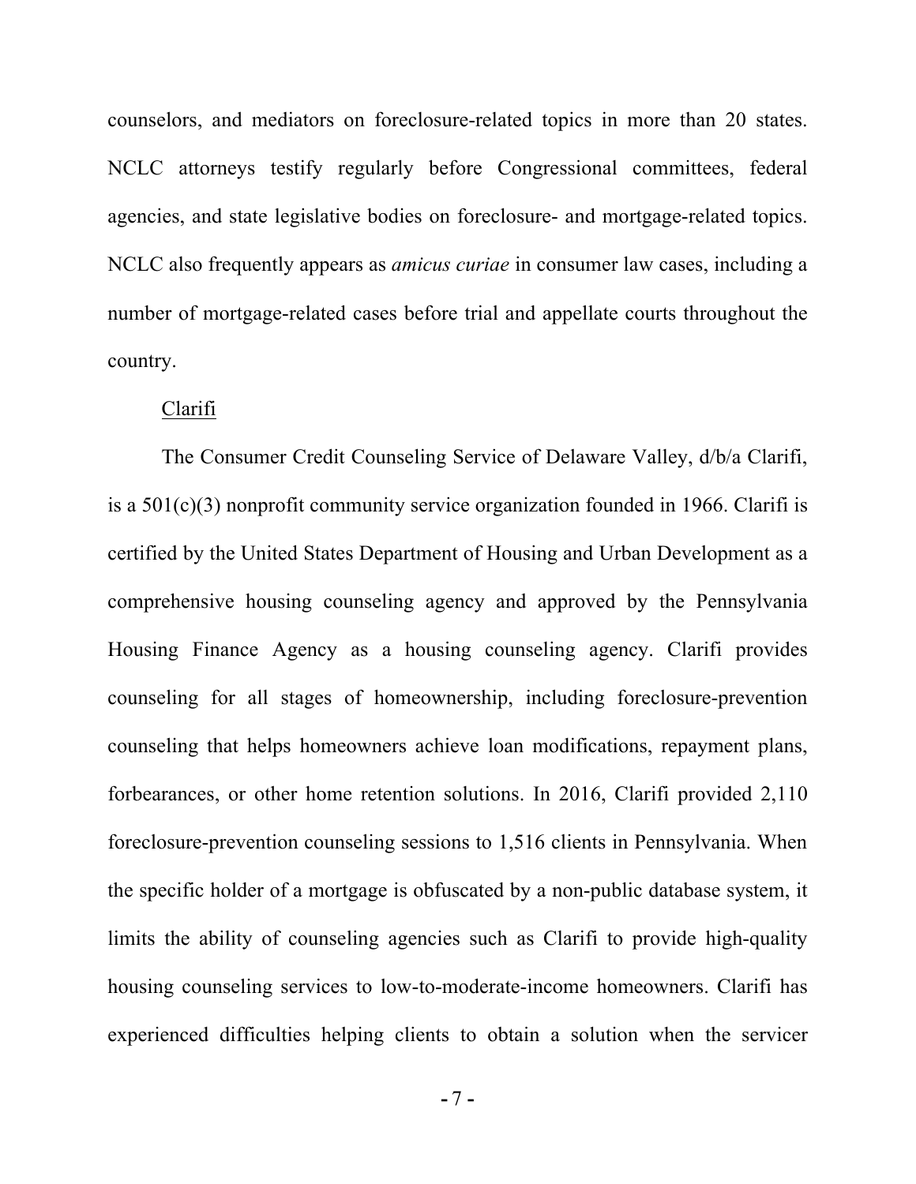counselors, and mediators on foreclosure-related topics in more than 20 states. NCLC attorneys testify regularly before Congressional committees, federal agencies, and state legislative bodies on foreclosure- and mortgage-related topics. NCLC also frequently appears as *amicus curiae* in consumer law cases, including a number of mortgage-related cases before trial and appellate courts throughout the country.

Clarifi

The Consumer Credit Counseling Service of Delaware Valley, d/b/a Clarifi, is a 501(c)(3) nonprofit community service organization founded in 1966. Clarifi is certified by the United States Department of Housing and Urban Development as a comprehensive housing counseling agency and approved by the Pennsylvania Housing Finance Agency as a housing counseling agency. Clarifi provides counseling for all stages of homeownership, including foreclosure-prevention counseling that helps homeowners achieve loan modifications, repayment plans, forbearances, or other home retention solutions. In 2016, Clarifi provided 2,110 foreclosure-prevention counseling sessions to 1,516 clients in Pennsylvania. When the specific holder of a mortgage is obfuscated by a non-public database system, it limits the ability of counseling agencies such as Clarifi to provide high-quality housing counseling services to low-to-moderate-income homeowners. Clarifi has experienced difficulties helping clients to obtain a solution when the servicer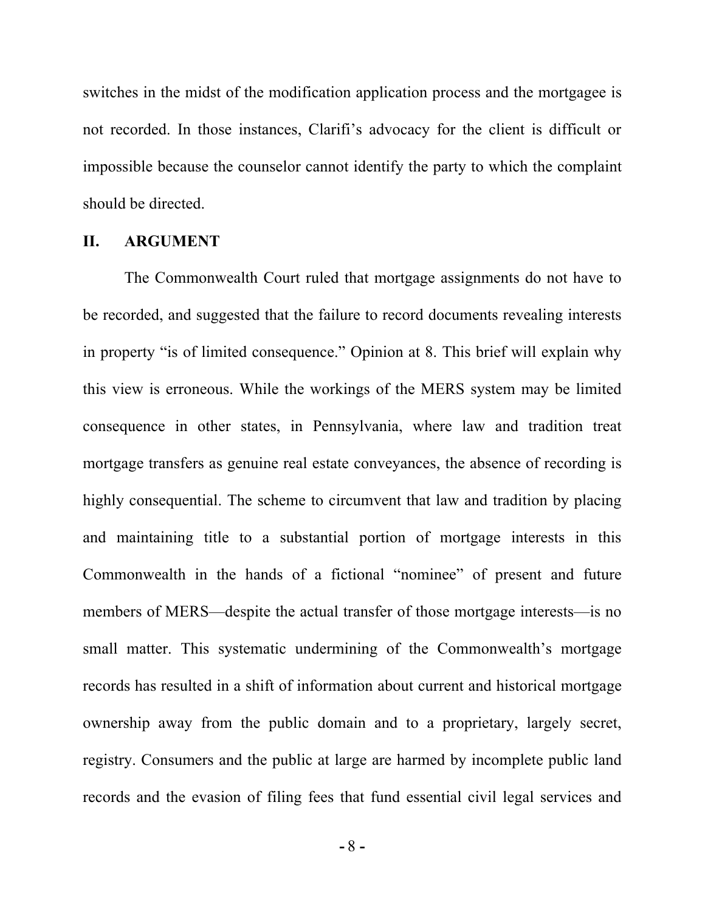switches in the midst of the modification application process and the mortgagee is not recorded. In those instances, Clarifi's advocacy for the client is difficult or impossible because the counselor cannot identify the party to which the complaint should be directed.

## II. ARGUMENT

The Commonwealth Court ruled that mortgage assignments do not have to be recorded, and suggested that the failure to record documents revealing interests in property "is of limited consequence." Opinion at 8. This brief will explain why this view is erroneous. While the workings of the MERS system may be limited consequence in other states, in Pennsylvania, where law and tradition treat mortgage transfers as genuine real estate conveyances, the absence of recording is highly consequential. The scheme to circumvent that law and tradition by placing and maintaining title to a substantial portion of mortgage interests in this Commonwealth in the hands of a fictional "nominee" of present and future members of MERS—despite the actual transfer of those mortgage interests—is no small matter. This systematic undermining of the Commonwealth's mortgage records has resulted in a shift of information about current and historical mortgage ownership away from the public domain and to a proprietary, largely secret, registry. Consumers and the public at large are harmed by incomplete public land records and the evasion of filing fees that fund essential civil legal services and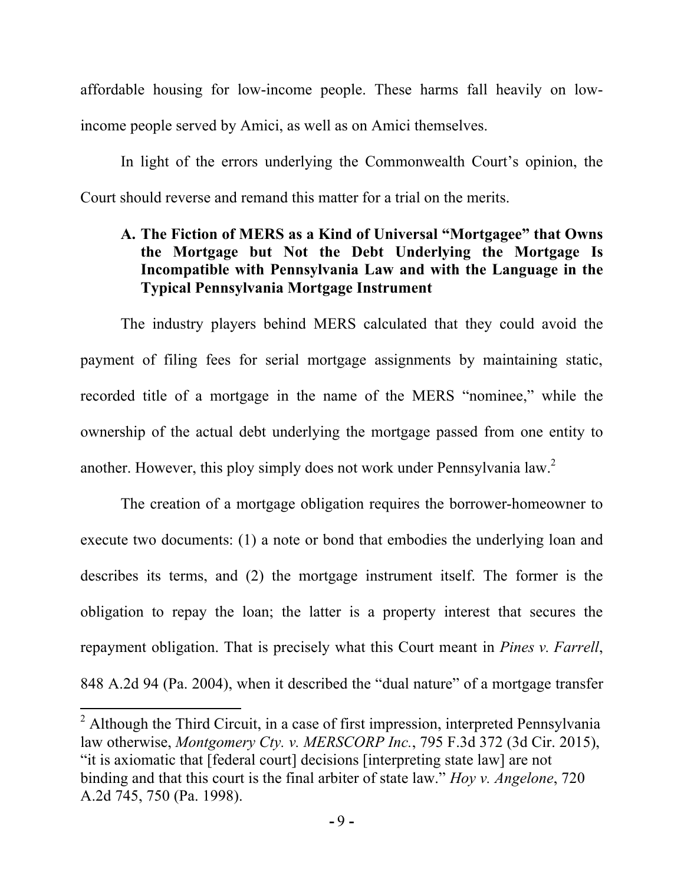affordable housing for low-income people. These harms fall heavily on low-income people served by Amici, as well as on Amici themselves.

In light of the errors underlying the Commonwealth Court's opinion, the Court should reverse and remand this matter for a trial on the merits.

### A. The Fiction of MERS as a Kind of Universal "Mortgagee" that Owns the Mortgage but Not the Debt Underlying the Mortgage Is Incompatible with Pennsylvania Law and with the Language in the Typical Pennsylvania Mortgage Instrument

The industry players behind MERS calculated that they could avoid the payment of filing fees for serial mortgage assignments by maintaining static, recorded title of a mortgage in the name of the MERS "nominee," while the ownership of the actual debt underlying the mortgage passed from one entity to another. However, this ploy simply does not work under Pennsylvania law.[2]

The creation of a mortgage obligation requires the borrower-homeowner to execute two documents: (1) a note or bond that embodies the underlying loan and describes its terms, and (2) the mortgage instrument itself. The former is the obligation to repay the loan; the latter is a property interest that secures the repayment obligation. That is precisely what this Court meant in *Pines v. Farrell*, 848 A.2d 94 (Pa. 2004), when it described the "dual nature" of a mortgage transfer

---

[2] Although the Third Circuit, in a case of first impression, interpreted Pennsylvania law otherwise, *Montgomery Cty. v. MERSCORP Inc.*, 795 F.3d 372 (3d Cir. 2015), "it is axiomatic that [federal court] decisions [interpreting state law] are not binding and that this court is the final arbiter of state law." *Hoy v. Angelone*, 720 A.2d 745, 750 (Pa. 1998).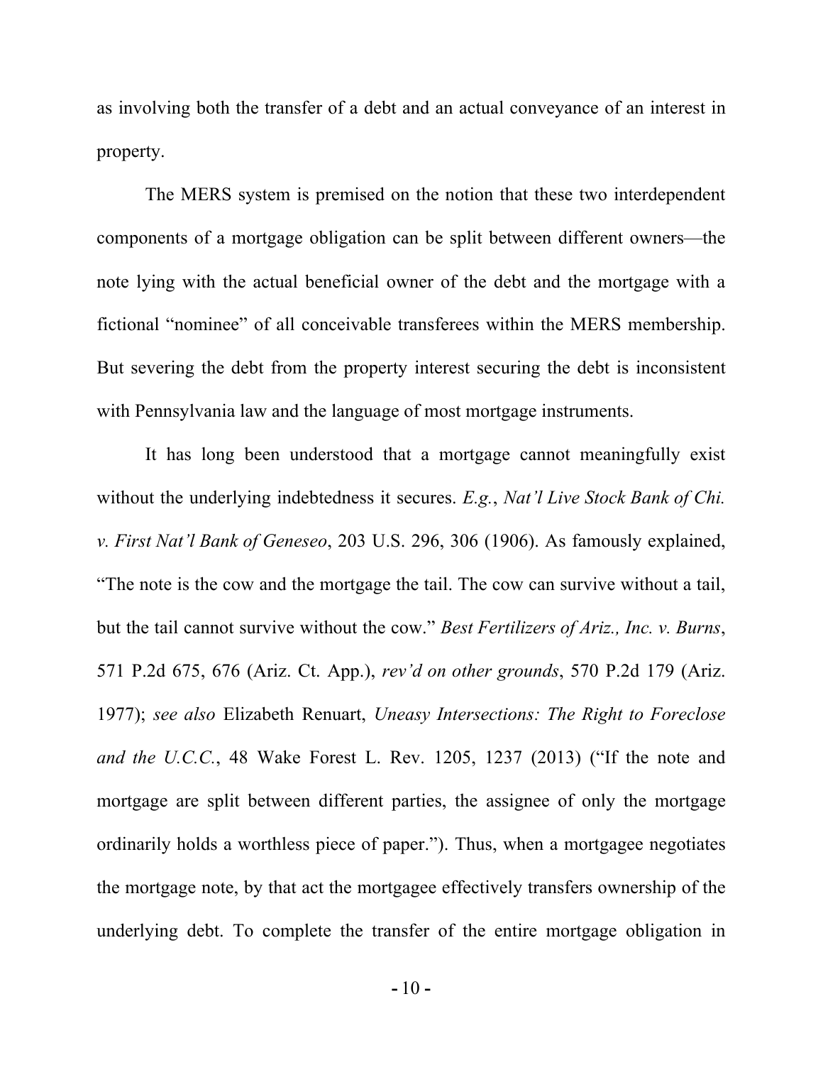as involving both the transfer of a debt and an actual conveyance of an interest in property.

The MERS system is premised on the notion that these two interdependent components of a mortgage obligation can be split between different owners—the note lying with the actual beneficial owner of the debt and the mortgage with a fictional "nominee" of all conceivable transferees within the MERS membership. But severing the debt from the property interest securing the debt is inconsistent with Pennsylvania law and the language of most mortgage instruments.

It has long been understood that a mortgage cannot meaningfully exist without the underlying indebtedness it secures. *E.g.*, *Nat'l Live Stock Bank of Chi. v. First Nat'l Bank of Geneseo*, 203 U.S. 296, 306 (1906). As famously explained, "The note is the cow and the mortgage the tail. The cow can survive without a tail, but the tail cannot survive without the cow." *Best Fertilizers of Ariz., Inc. v. Burns*, 571 P.2d 675, 676 (Ariz. Ct. App.), *rev'd on other grounds*, 570 P.2d 179 (Ariz. 1977); *see also* Elizabeth Renuart, *Uneasy Intersections: The Right to Foreclose and the U.C.C.*, 48 Wake Forest L. Rev. 1205, 1237 (2013) ("If the note and mortgage are split between different parties, the assignee of only the mortgage ordinarily holds a worthless piece of paper."). Thus, when a mortgagee negotiates the mortgage note, by that act the mortgagee effectively transfers ownership of the underlying debt. To complete the transfer of the entire mortgage obligation in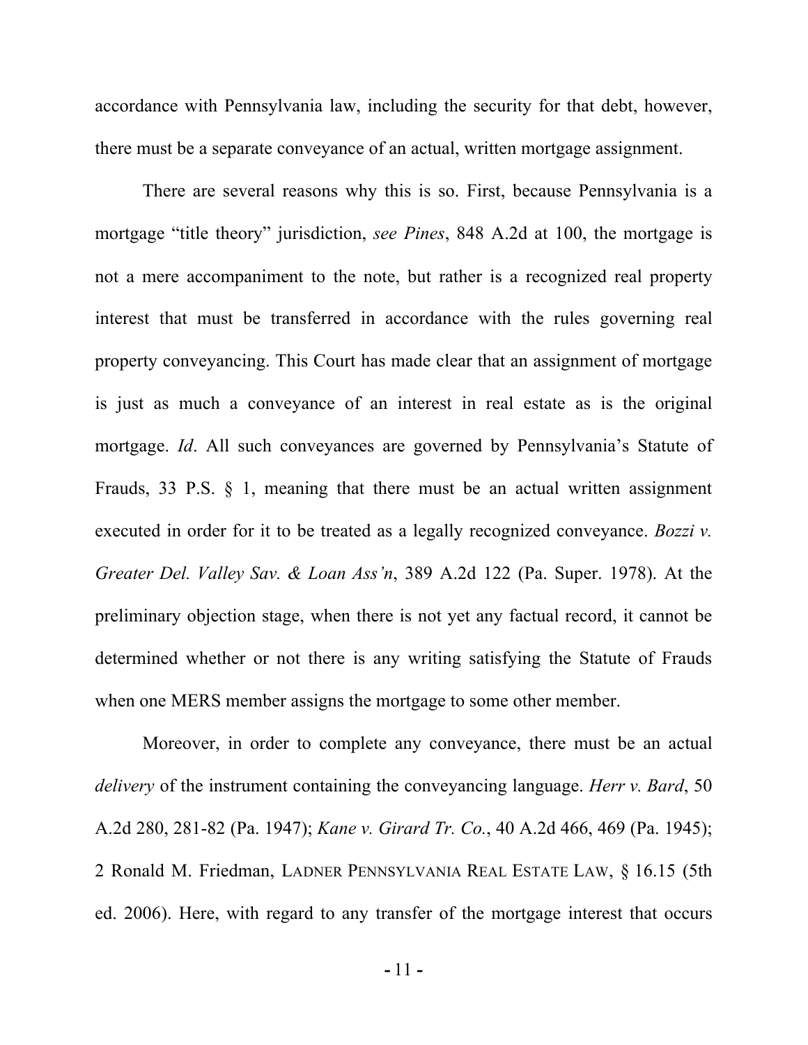accordance with Pennsylvania law, including the security for that debt, however, there must be a separate conveyance of an actual, written mortgage assignment.

There are several reasons why this is so. First, because Pennsylvania is a mortgage "title theory" jurisdiction, *see Pines*, 848 A.2d at 100, the mortgage is not a mere accompaniment to the note, but rather is a recognized real property interest that must be transferred in accordance with the rules governing real property conveyancing. This Court has made clear that an assignment of mortgage is just as much a conveyance of an interest in real estate as is the original mortgage. *Id*. All such conveyances are governed by Pennsylvania's Statute of Frauds, 33 P.S. § 1, meaning that there must be an actual written assignment executed in order for it to be treated as a legally recognized conveyance. *Bozzi v. Greater Del. Valley Sav. & Loan Ass'n*, 389 A.2d 122 (Pa. Super. 1978). At the preliminary objection stage, when there is not yet any factual record, it cannot be determined whether or not there is any writing satisfying the Statute of Frauds when one MERS member assigns the mortgage to some other member.

Moreover, in order to complete any conveyance, there must be an actual *delivery* of the instrument containing the conveyancing language. *Herr v. Bard*, 50 A.2d 280, 281-82 (Pa. 1947); *Kane v. Girard Tr. Co.*, 40 A.2d 466, 469 (Pa. 1945); 2 Ronald M. Friedman, LADNER PENNSYLVANIA REAL ESTATE LAW, § 16.15 (5th ed. 2006). Here, with regard to any transfer of the mortgage interest that occurs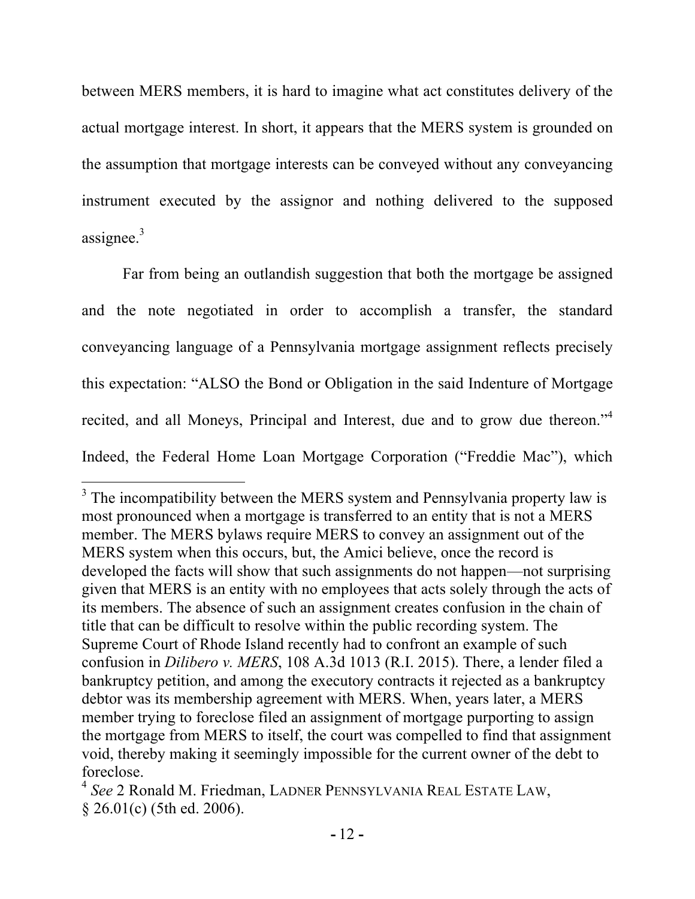between MERS members, it is hard to imagine what act constitutes delivery of the actual mortgage interest. In short, it appears that the MERS system is grounded on the assumption that mortgage interests can be conveyed without any conveyancing instrument executed by the assignor and nothing delivered to the supposed assignee.[3]

Far from being an outlandish suggestion that both the mortgage be assigned and the note negotiated in order to accomplish a transfer, the standard conveyancing language of a Pennsylvania mortgage assignment reflects precisely this expectation: "ALSO the Bond or Obligation in the said Indenture of Mortgage recited, and all Moneys, Principal and Interest, due and to grow due thereon."[4] Indeed, the Federal Home Loan Mortgage Corporation ("Freddie Mac"), which

---

[3] The incompatibility between the MERS system and Pennsylvania property law is most pronounced when a mortgage is transferred to an entity that is not a MERS member. The MERS bylaws require MERS to convey an assignment out of the MERS system when this occurs, but, the Amici believe, once the record is developed the facts will show that such assignments do not happen—not surprising given that MERS is an entity with no employees that acts solely through the acts of its members. The absence of such an assignment creates confusion in the chain of title that can be difficult to resolve within the public recording system. The Supreme Court of Rhode Island recently had to confront an example of such confusion in *Dilibero v. MERS*, 108 A.3d 1013 (R.I. 2015). There, a lender filed a bankruptcy petition, and among the executory contracts it rejected as a bankruptcy debtor was its membership agreement with MERS. When, years later, a MERS member trying to foreclose filed an assignment of mortgage purporting to assign the mortgage from MERS to itself, the court was compelled to find that assignment void, thereby making it seemingly impossible for the current owner of the debt to foreclose.

[4] *See* 2 Ronald M. Friedman, LADNER PENNSYLVANIA REAL ESTATE LAW, § 26.01(c) (5th ed. 2006).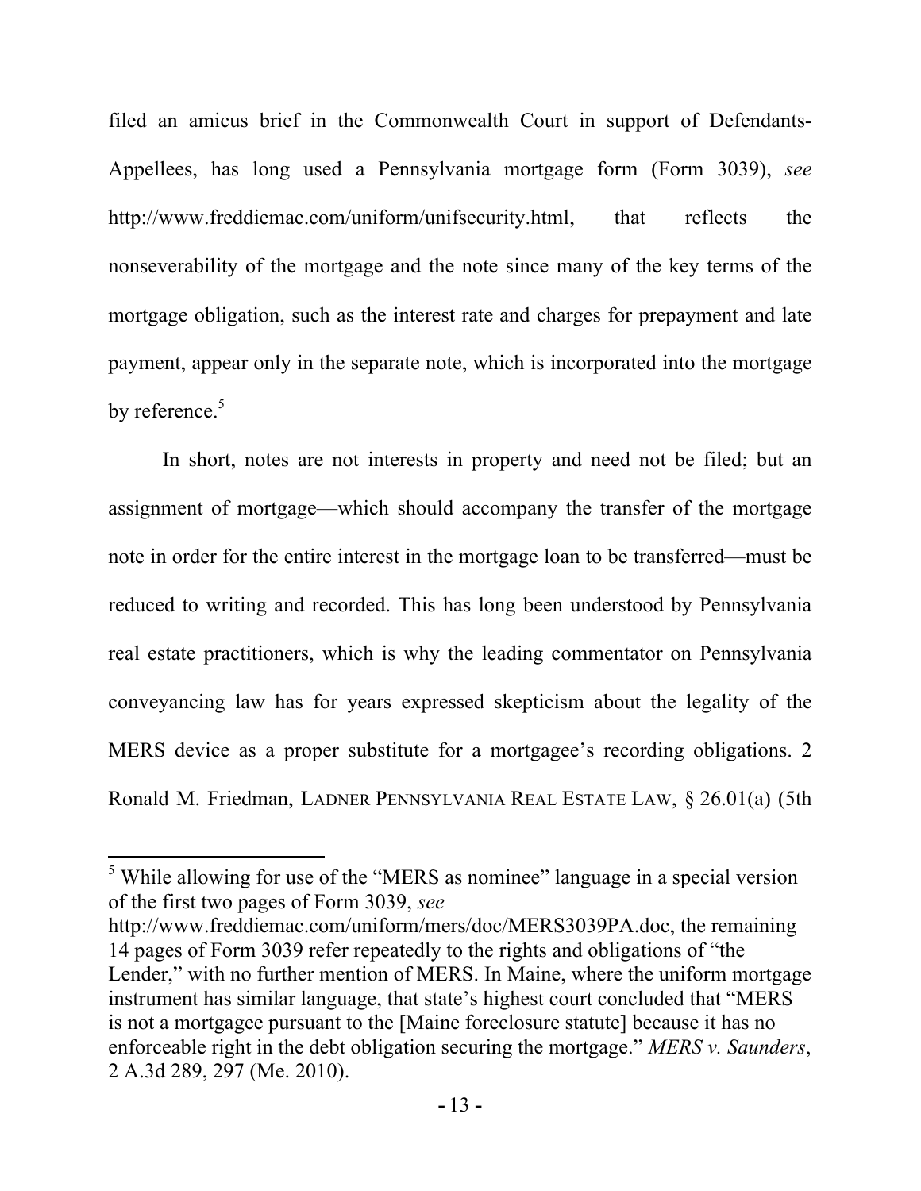filed an amicus brief in the Commonwealth Court in support of Defendants-Appellees, has long used a Pennsylvania mortgage form (Form 3039), *see* http://www.freddiemac.com/uniform/unifsecurity.html, that reflects the nonseverability of the mortgage and the note since many of the key terms of the mortgage obligation, such as the interest rate and charges for prepayment and late payment, appear only in the separate note, which is incorporated into the mortgage by reference.[5]

In short, notes are not interests in property and need not be filed; but an assignment of mortgage—which should accompany the transfer of the mortgage note in order for the entire interest in the mortgage loan to be transferred—must be reduced to writing and recorded. This has long been understood by Pennsylvania real estate practitioners, which is why the leading commentator on Pennsylvania conveyancing law has for years expressed skepticism about the legality of the MERS device as a proper substitute for a mortgagee's recording obligations. 2 Ronald M. Friedman, LADNER PENNSYLVANIA REAL ESTATE LAW, § 26.01(a) (5th

---

[5] While allowing for use of the "MERS as nominee" language in a special version of the first two pages of Form 3039, *see* http://www.freddiemac.com/uniform/mers/doc/MERS3039PA.doc, the remaining 14 pages of Form 3039 refer repeatedly to the rights and obligations of "the Lender," with no further mention of MERS. In Maine, where the uniform mortgage instrument has similar language, that state's highest court concluded that "MERS is not a mortgagee pursuant to the [Maine foreclosure statute] because it has no enforceable right in the debt obligation securing the mortgage." *MERS v. Saunders*, 2 A.3d 289, 297 (Me. 2010).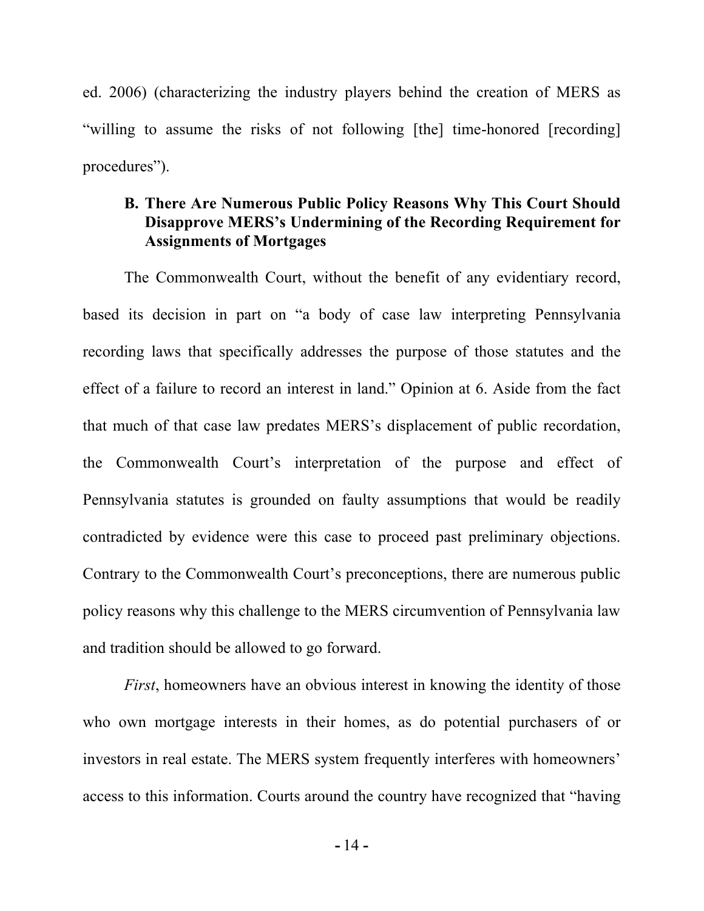ed. 2006) (characterizing the industry players behind the creation of MERS as "willing to assume the risks of not following [the] time-honored [recording] procedures").

### B. There Are Numerous Public Policy Reasons Why This Court Should Disapprove MERS's Undermining of the Recording Requirement for Assignments of Mortgages

The Commonwealth Court, without the benefit of any evidentiary record, based its decision in part on "a body of case law interpreting Pennsylvania recording laws that specifically addresses the purpose of those statutes and the effect of a failure to record an interest in land." Opinion at 6. Aside from the fact that much of that case law predates MERS's displacement of public recordation, the Commonwealth Court's interpretation of the purpose and effect of Pennsylvania statutes is grounded on faulty assumptions that would be readily contradicted by evidence were this case to proceed past preliminary objections. Contrary to the Commonwealth Court's preconceptions, there are numerous public policy reasons why this challenge to the MERS circumvention of Pennsylvania law and tradition should be allowed to go forward.

*First*, homeowners have an obvious interest in knowing the identity of those who own mortgage interests in their homes, as do potential purchasers of or investors in real estate. The MERS system frequently interferes with homeowners' access to this information. Courts around the country have recognized that "having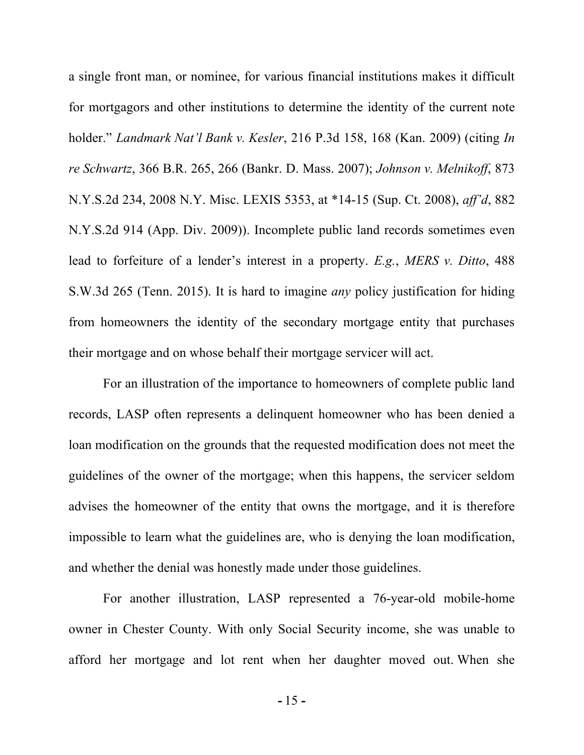a single front man, or nominee, for various financial institutions makes it difficult for mortgagors and other institutions to determine the identity of the current note holder." *Landmark Nat'l Bank v. Kesler*, 216 P.3d 158, 168 (Kan. 2009) (citing *In re Schwartz*, 366 B.R. 265, 266 (Bankr. D. Mass. 2007); *Johnson v. Melnikoff*, 873 N.Y.S.2d 234, 2008 N.Y. Misc. LEXIS 5353, at *14-15 (Sup. Ct. 2008), *aff'd*, 882 N.Y.S.2d 914 (App. Div. 2009)). Incomplete public land records sometimes even lead to forfeiture of a lender's interest in a property. *E.g.*, *MERS v. Ditto*, 488 S.W.3d 265 (Tenn. 2015). It is hard to imagine *any* policy justification for hiding from homeowners the identity of the secondary mortgage entity that purchases their mortgage and on whose behalf their mortgage servicer will act.

For an illustration of the importance to homeowners of complete public land records, LASP often represents a delinquent homeowner who has been denied a loan modification on the grounds that the requested modification does not meet the guidelines of the owner of the mortgage; when this happens, the servicer seldom advises the homeowner of the entity that owns the mortgage, and it is therefore impossible to learn what the guidelines are, who is denying the loan modification, and whether the denial was honestly made under those guidelines.

For another illustration, LASP represented a 76-year-old mobile-home owner in Chester County. With only Social Security income, she was unable to afford her mortgage and lot rent when her daughter moved out. When she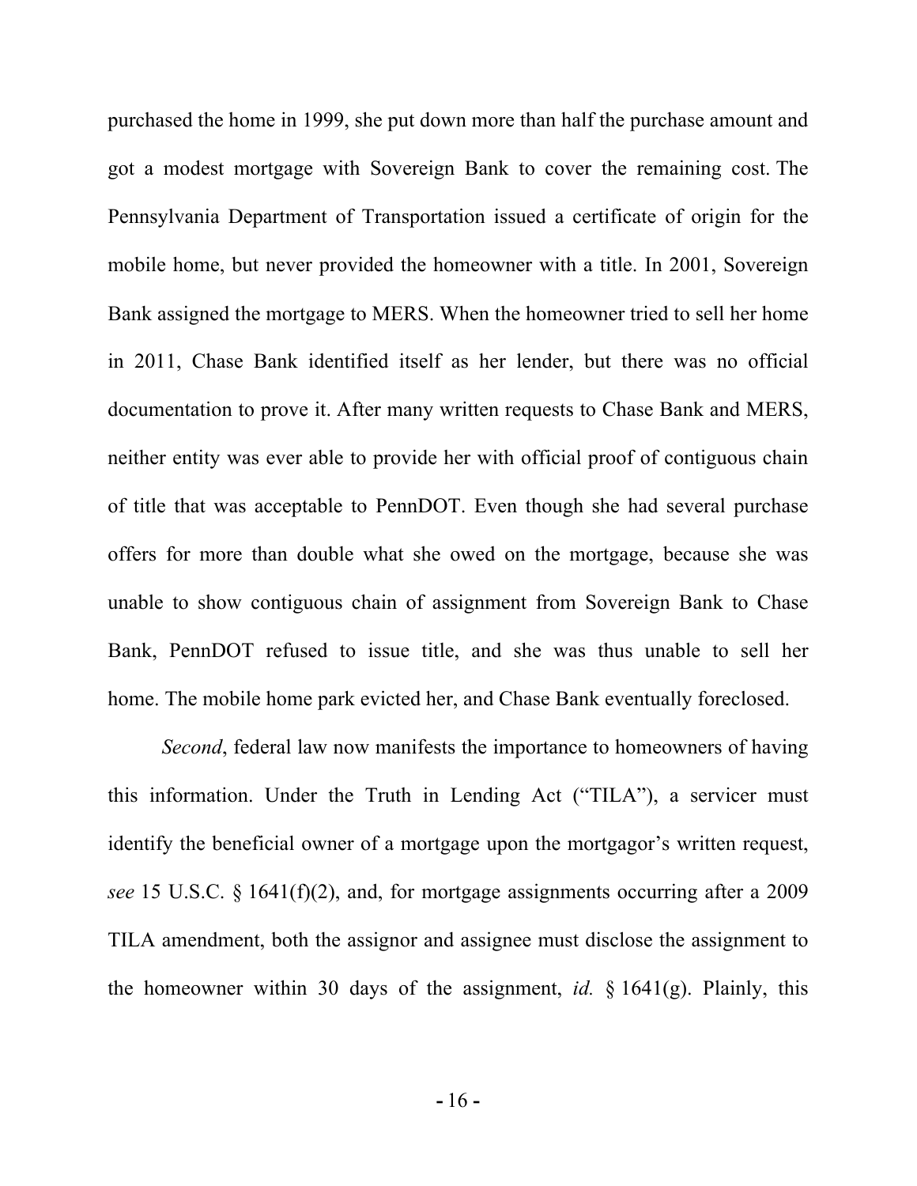purchased the home in 1999, she put down more than half the purchase amount and got a modest mortgage with Sovereign Bank to cover the remaining cost. The Pennsylvania Department of Transportation issued a certificate of origin for the mobile home, but never provided the homeowner with a title. In 2001, Sovereign Bank assigned the mortgage to MERS. When the homeowner tried to sell her home in 2011, Chase Bank identified itself as her lender, but there was no official documentation to prove it. After many written requests to Chase Bank and MERS, neither entity was ever able to provide her with official proof of contiguous chain of title that was acceptable to PennDOT. Even though she had several purchase offers for more than double what she owed on the mortgage, because she was unable to show contiguous chain of assignment from Sovereign Bank to Chase Bank, PennDOT refused to issue title, and she was thus unable to sell her home. The mobile home park evicted her, and Chase Bank eventually foreclosed.

*Second*, federal law now manifests the importance to homeowners of having this information. Under the Truth in Lending Act ("TILA"), a servicer must identify the beneficial owner of a mortgage upon the mortgagor's written request, *see* 15 U.S.C. § 1641(f)(2), and, for mortgage assignments occurring after a 2009 TILA amendment, both the assignor and assignee must disclose the assignment to the homeowner within 30 days of the assignment, *id.* § 1641(g). Plainly, this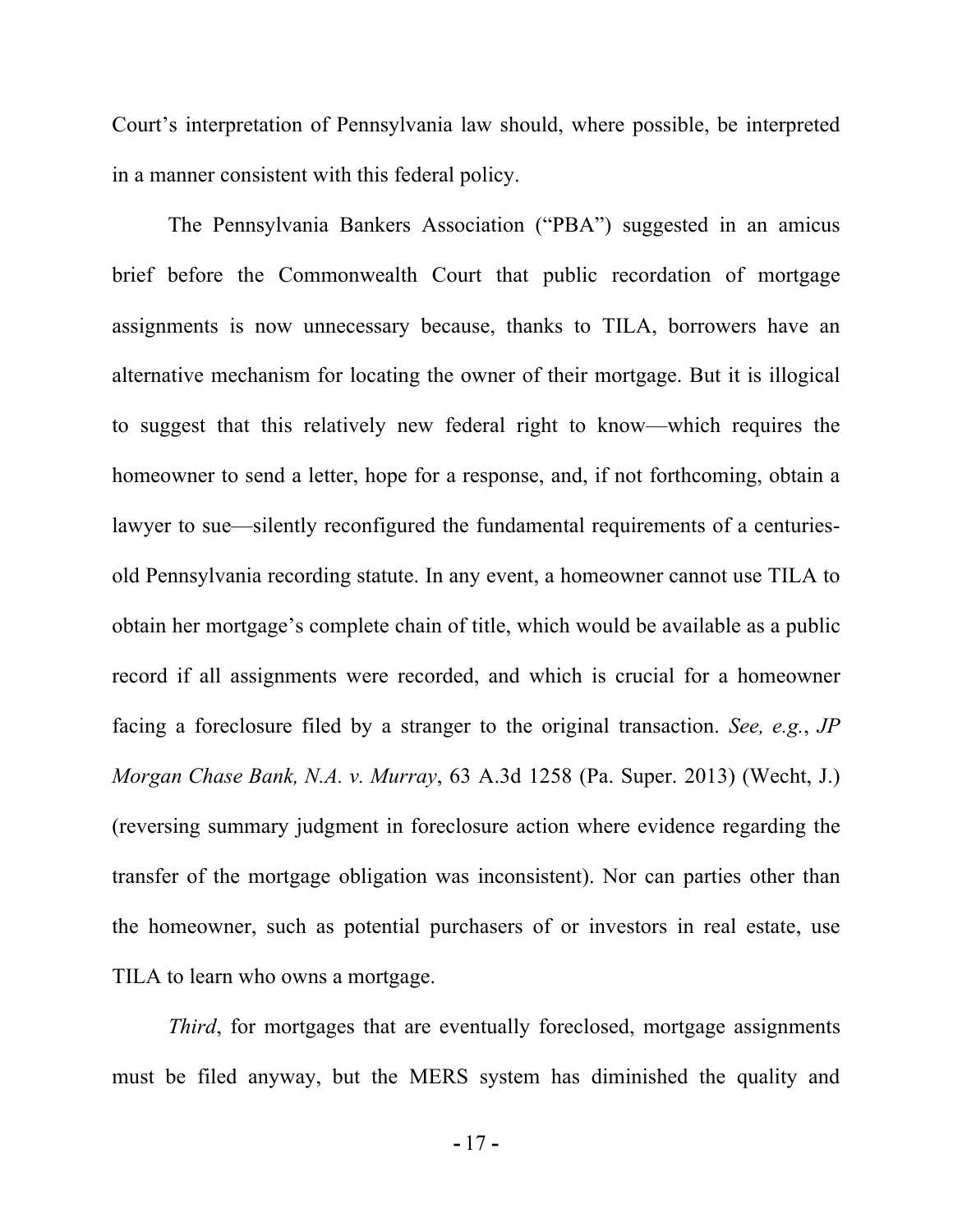Court's interpretation of Pennsylvania law should, where possible, be interpreted in a manner consistent with this federal policy.

The Pennsylvania Bankers Association ("PBA") suggested in an amicus brief before the Commonwealth Court that public recordation of mortgage assignments is now unnecessary because, thanks to TILA, borrowers have an alternative mechanism for locating the owner of their mortgage. But it is illogical to suggest that this relatively new federal right to know—which requires the homeowner to send a letter, hope for a response, and, if not forthcoming, obtain a lawyer to sue—silently reconfigured the fundamental requirements of a centuries-old Pennsylvania recording statute. In any event, a homeowner cannot use TILA to obtain her mortgage's complete chain of title, which would be available as a public record if all assignments were recorded, and which is crucial for a homeowner facing a foreclosure filed by a stranger to the original transaction. *See, e.g.*, *JP Morgan Chase Bank, N.A. v. Murray*, 63 A.3d 1258 (Pa. Super. 2013) (Wecht, J.) (reversing summary judgment in foreclosure action where evidence regarding the transfer of the mortgage obligation was inconsistent). Nor can parties other than the homeowner, such as potential purchasers of or investors in real estate, use TILA to learn who owns a mortgage.

*Third*, for mortgages that are eventually foreclosed, mortgage assignments must be filed anyway, but the MERS system has diminished the quality and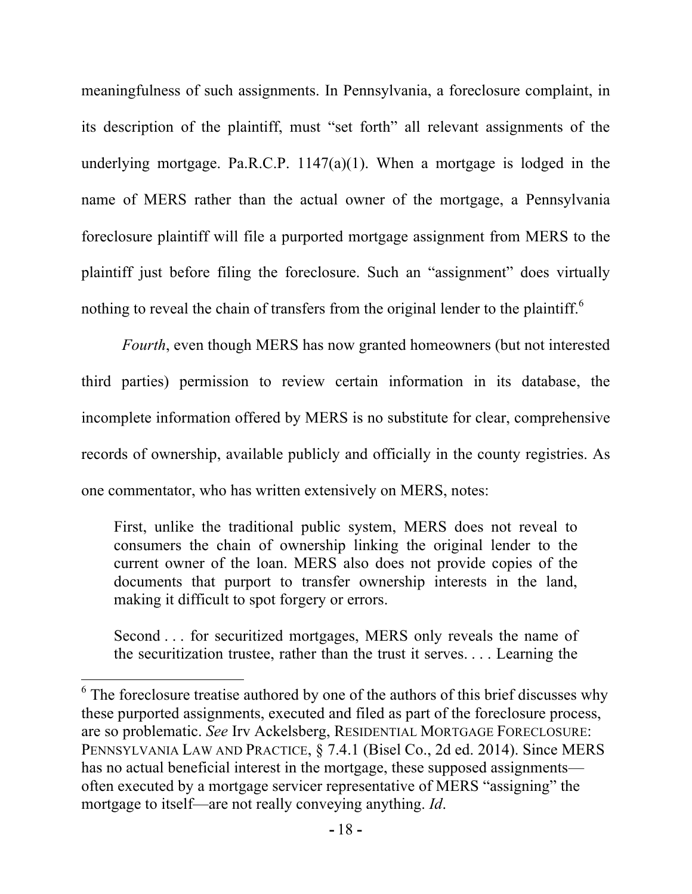meaningfulness of such assignments. In Pennsylvania, a foreclosure complaint, in its description of the plaintiff, must "set forth" all relevant assignments of the underlying mortgage. Pa.R.C.P. 1147(a)(1). When a mortgage is lodged in the name of MERS rather than the actual owner of the mortgage, a Pennsylvania foreclosure plaintiff will file a purported mortgage assignment from MERS to the plaintiff just before filing the foreclosure. Such an "assignment" does virtually nothing to reveal the chain of transfers from the original lender to the plaintiff.[6]

*Fourth*, even though MERS has now granted homeowners (but not interested third parties) permission to review certain information in its database, the incomplete information offered by MERS is no substitute for clear, comprehensive records of ownership, available publicly and officially in the county registries. As one commentator, who has written extensively on MERS, notes:

> First, unlike the traditional public system, MERS does not reveal to consumers the chain of ownership linking the original lender to the current owner of the loan. MERS also does not provide copies of the documents that purport to transfer ownership interests in the land, making it difficult to spot forgery or errors.
>
> Second . . . for securitized mortgages, MERS only reveals the name of the securitization trustee, rather than the trust it serves. . . . Learning the

---

[6] The foreclosure treatise authored by one of the authors of this brief discusses why these purported assignments, executed and filed as part of the foreclosure process, are so problematic. *See* Irv Ackelsberg, RESIDENTIAL MORTGAGE FORECLOSURE: PENNSYLVANIA LAW AND PRACTICE, § 7.4.1 (Bisel Co., 2d ed. 2014). Since MERS has no actual beneficial interest in the mortgage, these supposed assignments—often executed by a mortgage servicer representative of MERS "assigning" the mortgage to itself—are not really conveying anything. *Id*.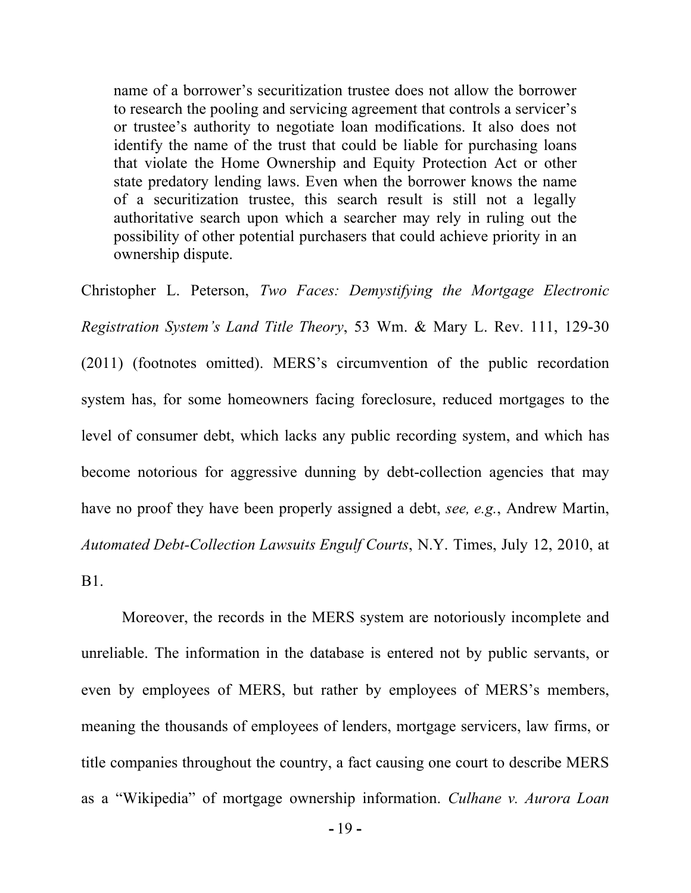> name of a borrower's securitization trustee does not allow the borrower to research the pooling and servicing agreement that controls a servicer's or trustee's authority to negotiate loan modifications. It also does not identify the name of the trust that could be liable for purchasing loans that violate the Home Ownership and Equity Protection Act or other state predatory lending laws. Even when the borrower knows the name of a securitization trustee, this search result is still not a legally authoritative search upon which a searcher may rely in ruling out the possibility of other potential purchasers that could achieve priority in an ownership dispute.

Christopher L. Peterson, *Two Faces: Demystifying the Mortgage Electronic Registration System's Land Title Theory*, 53 Wm. & Mary L. Rev. 111, 129-30 (2011) (footnotes omitted). MERS's circumvention of the public recordation system has, for some homeowners facing foreclosure, reduced mortgages to the level of consumer debt, which lacks any public recording system, and which has become notorious for aggressive dunning by debt-collection agencies that may have no proof they have been properly assigned a debt, *see, e.g.*, Andrew Martin, *Automated Debt-Collection Lawsuits Engulf Courts*, N.Y. Times, July 12, 2010, at B1.

Moreover, the records in the MERS system are notoriously incomplete and unreliable. The information in the database is entered not by public servants, or even by employees of MERS, but rather by employees of MERS's members, meaning the thousands of employees of lenders, mortgage servicers, law firms, or title companies throughout the country, a fact causing one court to describe MERS as a "Wikipedia" of mortgage ownership information. *Culhane v. Aurora Loan*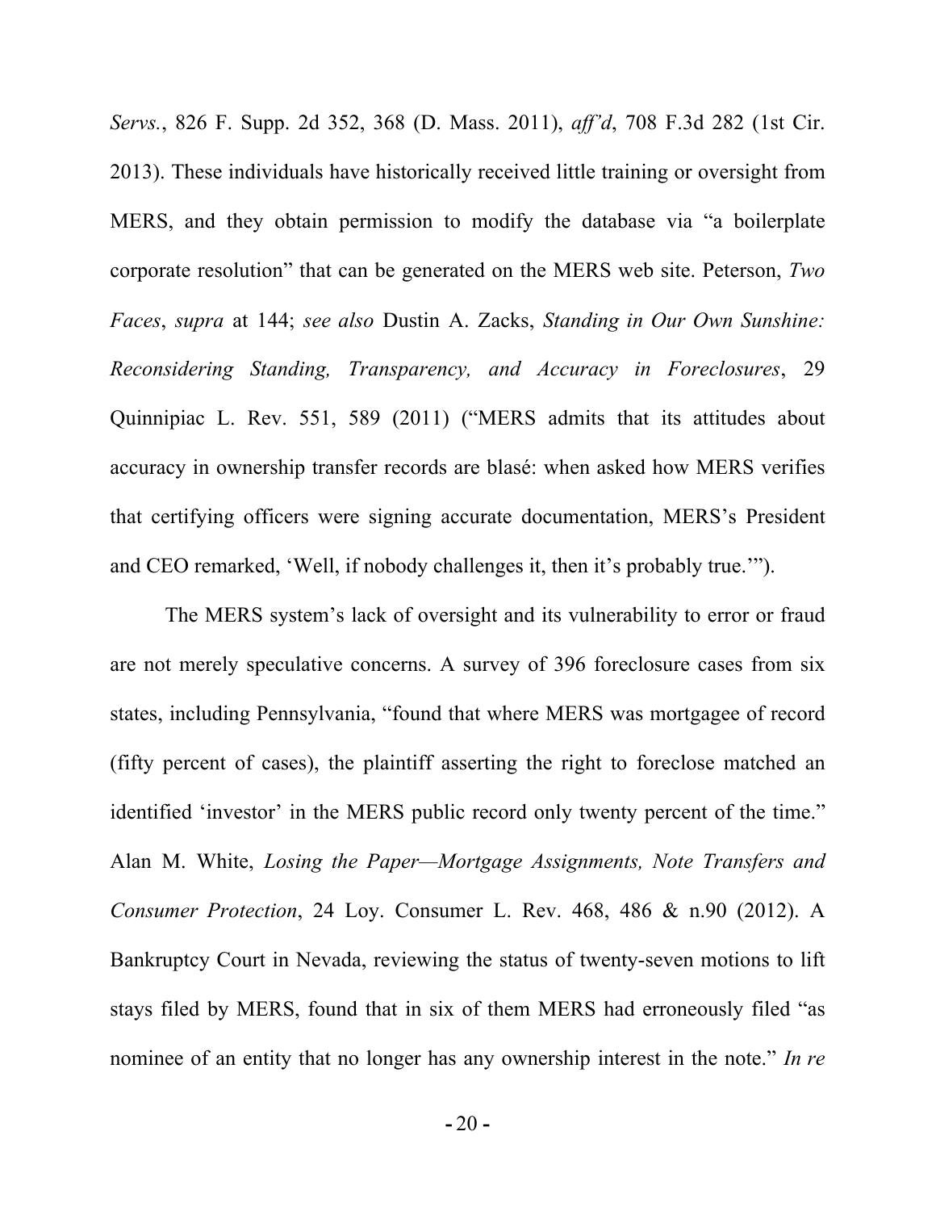*Servs.*, 826 F. Supp. 2d 352, 368 (D. Mass. 2011), *aff'd*, 708 F.3d 282 (1st Cir. 2013). These individuals have historically received little training or oversight from MERS, and they obtain permission to modify the database via "a boilerplate corporate resolution" that can be generated on the MERS web site. Peterson, *Two Faces*, *supra* at 144; *see also* Dustin A. Zacks, *Standing in Our Own Sunshine: Reconsidering Standing, Transparency, and Accuracy in Foreclosures*, 29 Quinnipiac L. Rev. 551, 589 (2011) ("MERS admits that its attitudes about accuracy in ownership transfer records are blasé: when asked how MERS verifies that certifying officers were signing accurate documentation, MERS's President and CEO remarked, 'Well, if nobody challenges it, then it's probably true.'").

The MERS system's lack of oversight and its vulnerability to error or fraud are not merely speculative concerns. A survey of 396 foreclosure cases from six states, including Pennsylvania, "found that where MERS was mortgagee of record (fifty percent of cases), the plaintiff asserting the right to foreclose matched an identified 'investor' in the MERS public record only twenty percent of the time." Alan M. White, *Losing the Paper—Mortgage Assignments, Note Transfers and Consumer Protection*, 24 Loy. Consumer L. Rev. 468, 486 & n.90 (2012). A Bankruptcy Court in Nevada, reviewing the status of twenty-seven motions to lift stays filed by MERS, found that in six of them MERS had erroneously filed "as nominee of an entity that no longer has any ownership interest in the note." *In re*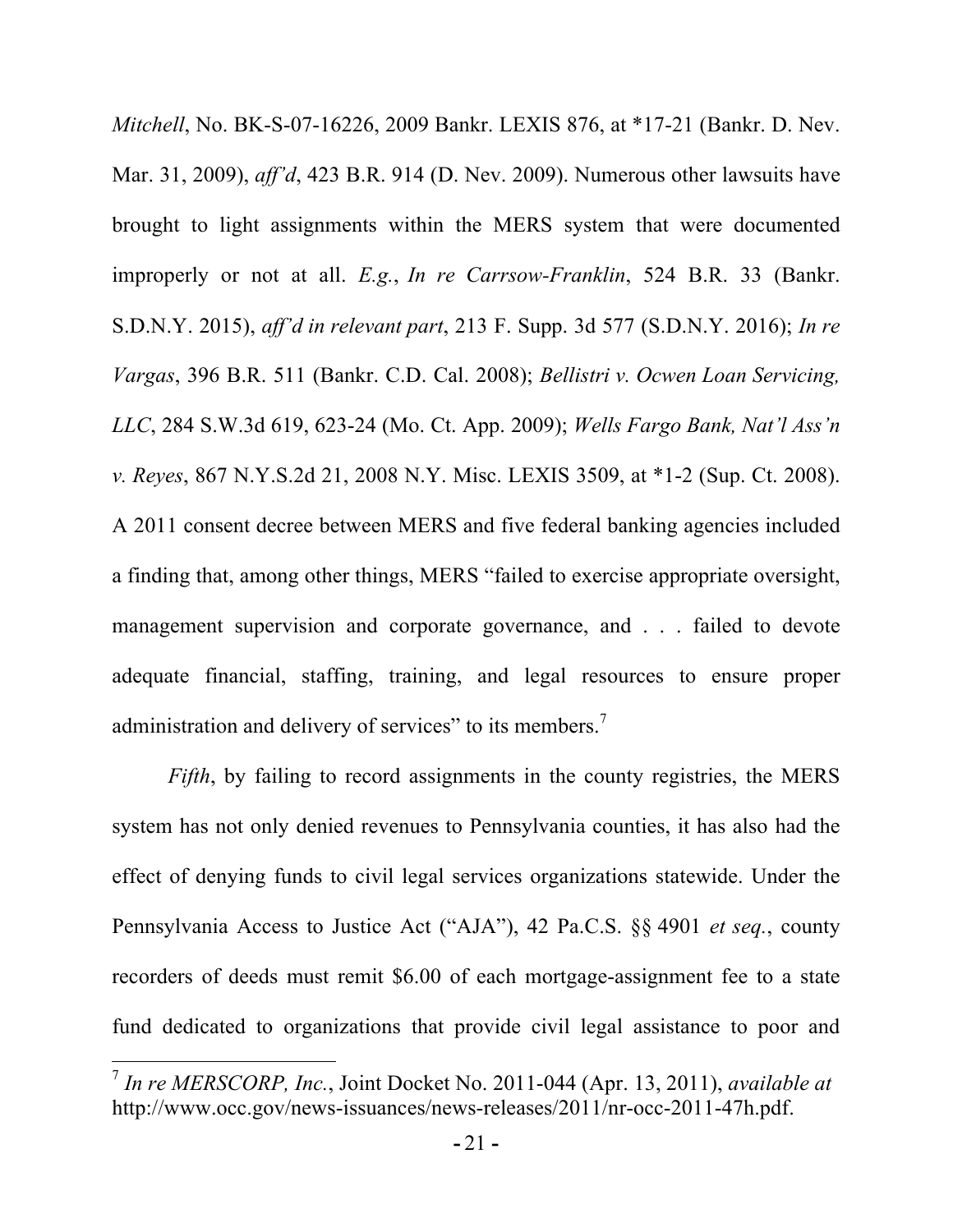*Mitchell*, No. BK-S-07-16226, 2009 Bankr. LEXIS 876, at *17-21 (Bankr. D. Nev. Mar. 31, 2009), *aff'd*, 423 B.R. 914 (D. Nev. 2009). Numerous other lawsuits have brought to light assignments within the MERS system that were documented improperly or not at all. *E.g.*, *In re Carrsow-Franklin*, 524 B.R. 33 (Bankr. S.D.N.Y. 2015), *aff'd in relevant part*, 213 F. Supp. 3d 577 (S.D.N.Y. 2016); *In re Vargas*, 396 B.R. 511 (Bankr. C.D. Cal. 2008); *Bellistri v. Ocwen Loan Servicing, LLC*, 284 S.W.3d 619, 623-24 (Mo. Ct. App. 2009); *Wells Fargo Bank, Nat'l Ass'n v. Reyes*, 867 N.Y.S.2d 21, 2008 N.Y. Misc. LEXIS 3509, at *1-2 (Sup. Ct. 2008). A 2011 consent decree between MERS and five federal banking agencies included a finding that, among other things, MERS "failed to exercise appropriate oversight, management supervision and corporate governance, and . . . failed to devote adequate financial, staffing, training, and legal resources to ensure proper administration and delivery of services" to its members.[7]

*Fifth*, by failing to record assignments in the county registries, the MERS system has not only denied revenues to Pennsylvania counties, it has also had the effect of denying funds to civil legal services organizations statewide. Under the Pennsylvania Access to Justice Act ("AJA"), 42 Pa.C.S. §§ 4901 *et seq.*, county recorders of deeds must remit $6.00 of each mortgage-assignment fee to a state fund dedicated to organizations that provide civil legal assistance to poor and

---

[7] *In re MERSCORP, Inc.*, Joint Docket No. 2011-044 (Apr. 13, 2011), *available at* http://www.occ.gov/news-issuances/news-releases/2011/nr-occ-2011-47h.pdf.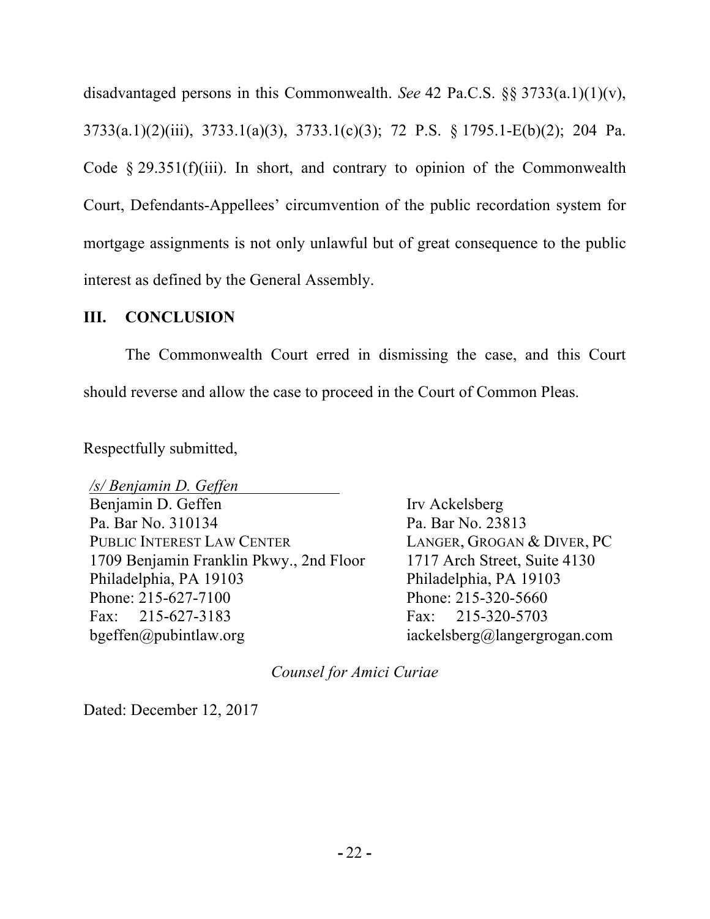disadvantaged persons in this Commonwealth. *See* 42 Pa.C.S. §§ 3733(a.1)(1)(v), 3733(a.1)(2)(iii), 3733.1(a)(3), 3733.1(c)(3); 72 P.S. § 1795.1-E(b)(2); 204 Pa. Code § 29.351(f)(iii). In short, and contrary to opinion of the Commonwealth Court, Defendants-Appellees' circumvention of the public recordation system for mortgage assignments is not only unlawful but of great consequence to the public interest as defined by the General Assembly.

## III. CONCLUSION

The Commonwealth Court erred in dismissing the case, and this Court should reverse and allow the case to proceed in the Court of Common Pleas.

Respectfully submitted,

*/s/ Benjamin D. Geffen*
Benjamin D. Geffen
Pa. Bar No. 310134
PUBLIC INTEREST LAW CENTER
1709 Benjamin Franklin Pkwy., 2nd Floor
Philadelphia, PA 19103
Phone: 215-627-7100
Fax: 215-627-3183
bgeffen@pubintlaw.org

Irv Ackelsberg
Pa. Bar No. 23813
LANGER, GROGAN & DIVER, PC
1717 Arch Street, Suite 4130
Philadelphia, PA 19103
Phone: 215-320-5660
Fax: 215-320-5703
iackelsberg@langergrogan.com

*Counsel for Amici Curiae*

Dated: December 12, 2017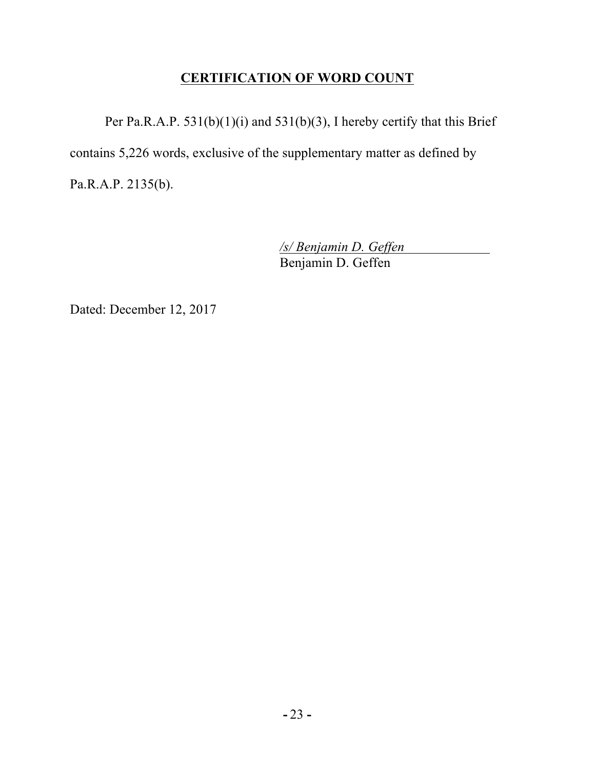## **CERTIFICATION OF WORD COUNT**

Per Pa.R.A.P. 531(b)(1)(i) and 531(b)(3), I hereby certify that this Brief contains 5,226 words, exclusive of the supplementary matter as defined by Pa.R.A.P. 2135(b).

*/s/ Benjamin D. Geffen*
Benjamin D. Geffen

Dated: December 12, 2017